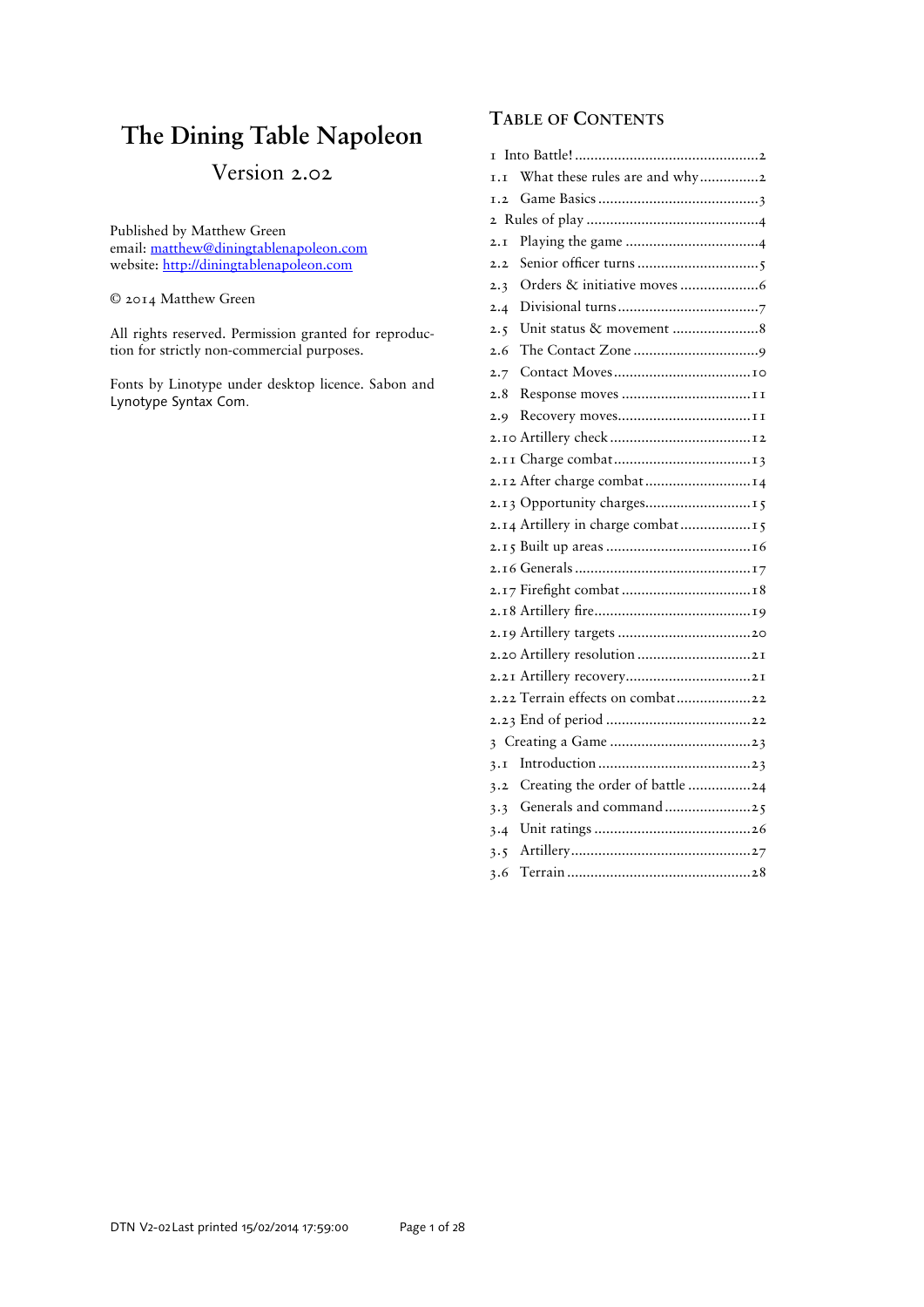# The Dining Table Napoleon

Version 2.02

Published by Matthew Green
email: matthew@diningtablenapoleon.com
website: http://diningtablenapoleon.com

© 2014 Matthew Green

All rights reserved. Permission granted for reproduction for strictly non-commercial purposes.

Fonts by Linotype under desktop licence. Sabon and Lynotype Syntax Com.

## Table of Contents

1 Into Battle! .......... 2
1.1 What these rules are and why .......... 2
1.2 Game Basics .......... 3
2 Rules of play .......... 4
2.1 Playing the game .......... 4
2.2 Senior officer turns .......... 5
2.3 Orders & initiative moves .......... 6
2.4 Divisional turns .......... 7
2.5 Unit status & movement .......... 8
2.6 The Contact Zone .......... 9
2.7 Contact Moves .......... 10
2.8 Response moves .......... 11
2.9 Recovery moves .......... 11
2.10 Artillery check .......... 12
2.11 Charge combat .......... 13
2.12 After charge combat .......... 14
2.13 Opportunity charges .......... 15
2.14 Artillery in charge combat .......... 15
2.15 Built up areas .......... 16
2.16 Generals .......... 17
2.17 Firefight combat .......... 18
2.18 Artillery fire .......... 19
2.19 Artillery targets .......... 20
2.20 Artillery resolution .......... 21
2.21 Artillery recovery .......... 21
2.22 Terrain effects on combat .......... 22
2.23 End of period .......... 22
3 Creating a Game .......... 23
3.1 Introduction .......... 23
3.2 Creating the order of battle .......... 24
3.3 Generals and command .......... 25
3.4 Unit ratings .......... 26
3.5 Artillery .......... 27
3.6 Terrain .......... 28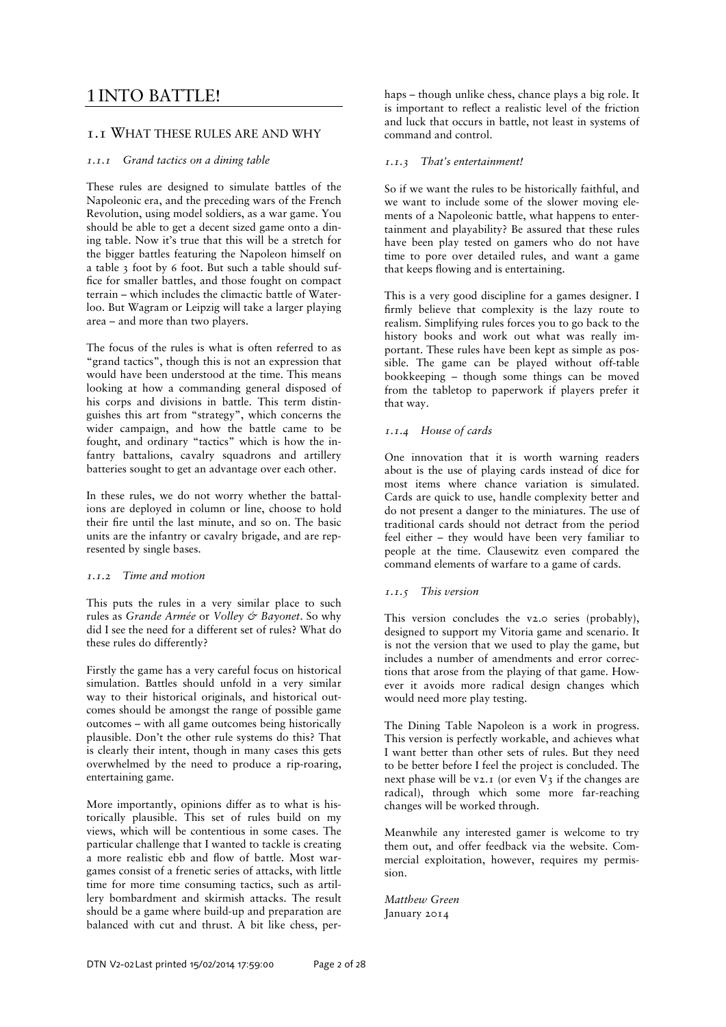# 1 INTO BATTLE!

## 1.1 What these rules are and why

### *1.1.1 Grand tactics on a dining table*

These rules are designed to simulate battles of the Napoleonic era, and the preceding wars of the French Revolution, using model soldiers, as a war game. You should be able to get a decent sized game onto a dining table. Now it's true that this will be a stretch for the bigger battles featuring the Napoleon himself on a table 3 foot by 6 foot. But such a table should suffice for smaller battles, and those fought on compact terrain – which includes the climactic battle of Waterloo. But Wagram or Leipzig will take a larger playing area – and more than two players.

The focus of the rules is what is often referred to as "grand tactics", though this is not an expression that would have been understood at the time. This means looking at how a commanding general disposed of his corps and divisions in battle. This term distinguishes this art from "strategy", which concerns the wider campaign, and how the battle came to be fought, and ordinary "tactics" which is how the infantry battalions, cavalry squadrons and artillery batteries sought to get an advantage over each other.

In these rules, we do not worry whether the battalions are deployed in column or line, choose to hold their fire until the last minute, and so on. The basic units are the infantry or cavalry brigade, and are represented by single bases.

### *1.1.2 Time and motion*

This puts the rules in a very similar place to such rules as *Grande Armée* or *Volley & Bayonet*. So why did I see the need for a different set of rules? What do these rules do differently?

Firstly the game has a very careful focus on historical simulation. Battles should unfold in a very similar way to their historical originals, and historical outcomes should be amongst the range of possible game outcomes – with all game outcomes being historically plausible. Don't the other rule systems do this? That is clearly their intent, though in many cases this gets overwhelmed by the need to produce a rip-roaring, entertaining game.

More importantly, opinions differ as to what is historically plausible. This set of rules build on my views, which will be contentious in some cases. The particular challenge that I wanted to tackle is creating a more realistic ebb and flow of battle. Most wargames consist of a frenetic series of attacks, with little time for more time consuming tactics, such as artillery bombardment and skirmish attacks. The result should be a game where build-up and preparation are balanced with cut and thrust. A bit like chess, perhaps – though unlike chess, chance plays a big role. It is important to reflect a realistic level of the friction and luck that occurs in battle, not least in systems of command and control.

### *1.1.3 That's entertainment!*

So if we want the rules to be historically faithful, and we want to include some of the slower moving elements of a Napoleonic battle, what happens to entertainment and playability? Be assured that these rules have been play tested on gamers who do not have time to pore over detailed rules, and want a game that keeps flowing and is entertaining.

This is a very good discipline for a games designer. I firmly believe that complexity is the lazy route to realism. Simplifying rules forces you to go back to the history books and work out what was really important. These rules have been kept as simple as possible. The game can be played without off-table bookkeeping – though some things can be moved from the tabletop to paperwork if players prefer it that way.

### *1.1.4 House of cards*

One innovation that it is worth warning readers about is the use of playing cards instead of dice for most items where chance variation is simulated. Cards are quick to use, handle complexity better and do not present a danger to the miniatures. The use of traditional cards should not detract from the period feel either – they would have been very familiar to people at the time. Clausewitz even compared the command elements of warfare to a game of cards.

### *1.1.5 This version*

This version concludes the v2.0 series (probably), designed to support my Vitoria game and scenario. It is not the version that we used to play the game, but includes a number of amendments and error corrections that arose from the playing of that game. However it avoids more radical design changes which would need more play testing.

The Dining Table Napoleon is a work in progress. This version is perfectly workable, and achieves what I want better than other sets of rules. But they need to be better before I feel the project is concluded. The next phase will be v2.1 (or even V3 if the changes are radical), through which some more far-reaching changes will be worked through.

Meanwhile any interested gamer is welcome to try them out, and offer feedback via the website. Commercial exploitation, however, requires my permission.

*Matthew Green*
January 2014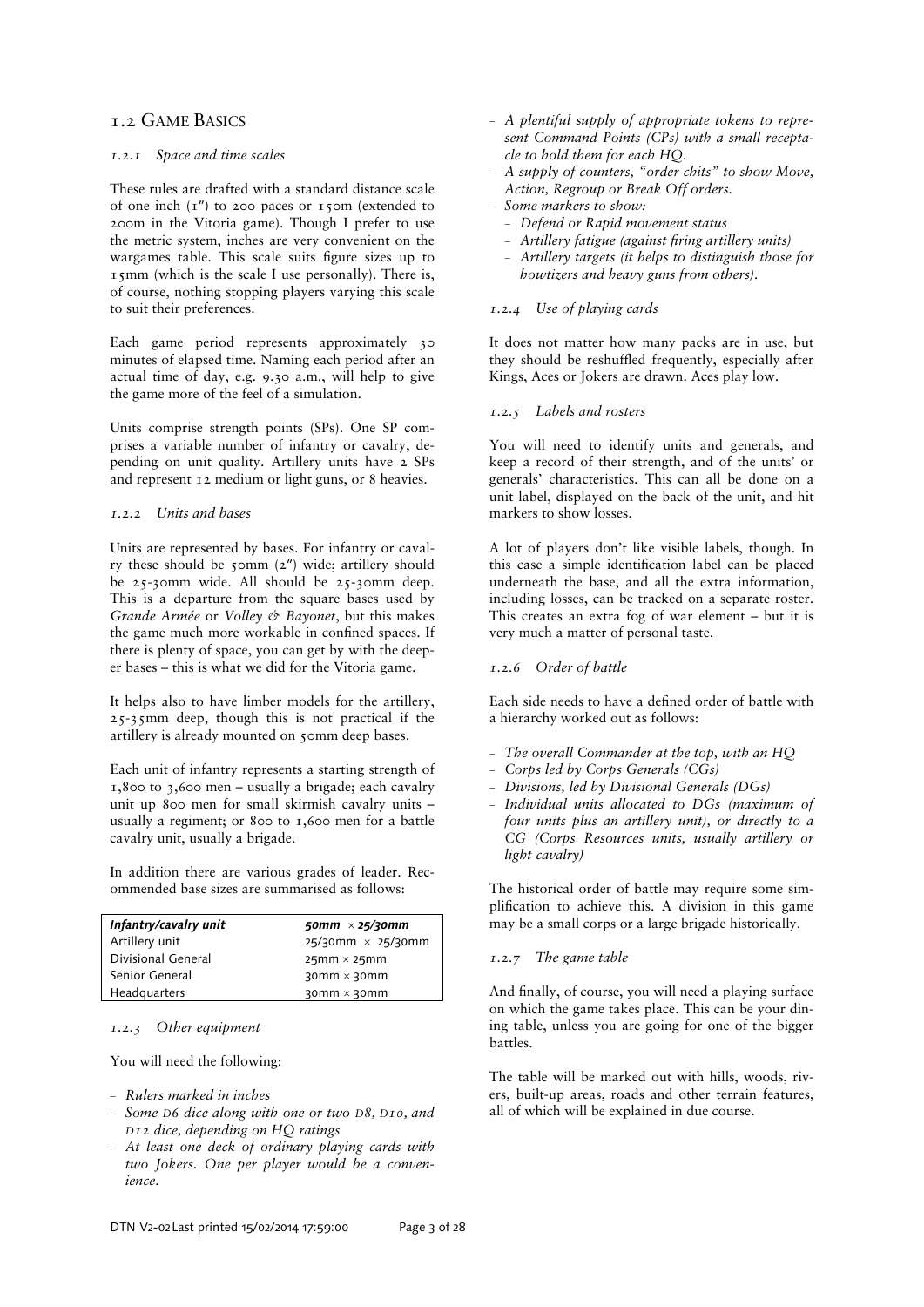## 1.2 Game Basics

### *1.2.1 Space and time scales*

These rules are drafted with a standard distance scale of one inch (1") to 200 paces or 150m (extended to 200m in the Vitoria game). Though I prefer to use the metric system, inches are very convenient on the wargames table. This scale suits figure sizes up to 15mm (which is the scale I use personally). There is, of course, nothing stopping players varying this scale to suit their preferences.

Each game period represents approximately 30 minutes of elapsed time. Naming each period after an actual time of day, e.g. 9.30 a.m., will help to give the game more of the feel of a simulation.

Units comprise strength points (SPs). One SP comprises a variable number of infantry or cavalry, depending on unit quality. Artillery units have 2 SPs and represent 12 medium or light guns, or 8 heavies.

### *1.2.2 Units and bases*

Units are represented by bases. For infantry or cavalry these should be 50mm (2") wide; artillery should be 25-30mm wide. All should be 25-30mm deep. This is a departure from the square bases used by *Grande Armée* or *Volley & Bayonet*, but this makes the game much more workable in confined spaces. If there is plenty of space, you can get by with the deeper bases – this is what we did for the Vitoria game.

It helps also to have limber models for the artillery, 25-35mm deep, though this is not practical if the artillery is already mounted on 50mm deep bases.

Each unit of infantry represents a starting strength of 1,800 to 3,600 men – usually a brigade; each cavalry unit up 800 men for small skirmish cavalry units – usually a regiment; or 800 to 1,600 men for a battle cavalry unit, usually a brigade.

In addition there are various grades of leader. Recommended base sizes are summarised as follows:

| *Infantry/cavalry unit* | *50mm × 25/30mm* |
|---|---|
| Artillery unit | 25/30mm × 25/30mm |
| Divisional General | 25mm × 25mm |
| Senior General | 30mm × 30mm |
| Headquarters | 30mm × 30mm |

### *1.2.3 Other equipment*

You will need the following:

- *Rulers marked in inches*
- *Some D6 dice along with one or two D8, D10, and D12 dice, depending on HQ ratings*
- *At least one deck of ordinary playing cards with two Jokers. One per player would be a convenience.*
- *A plentiful supply of appropriate tokens to represent Command Points (CPs) with a small receptacle to hold them for each HQ.*
- *A supply of counters, "order chits" to show Move, Action, Regroup or Break Off orders.*
- *Some markers to show:*
  - *Defend or Rapid movement status*
  - *Artillery fatigue (against firing artillery units)*
  - *Artillery targets (it helps to distinguish those for howtizers and heavy guns from others).*

### *1.2.4 Use of playing cards*

It does not matter how many packs are in use, but they should be reshuffled frequently, especially after Kings, Aces or Jokers are drawn. Aces play low.

### *1.2.5 Labels and rosters*

You will need to identify units and generals, and keep a record of their strength, and of the units' or generals' characteristics. This can all be done on a unit label, displayed on the back of the unit, and hit markers to show losses.

A lot of players don't like visible labels, though. In this case a simple identification label can be placed underneath the base, and all the extra information, including losses, can be tracked on a separate roster. This creates an extra fog of war element – but it is very much a matter of personal taste.

### *1.2.6 Order of battle*

Each side needs to have a defined order of battle with a hierarchy worked out as follows:

- *The overall Commander at the top, with an HQ*
- *Corps led by Corps Generals (CGs)*
- *Divisions, led by Divisional Generals (DGs)*
- *Individual units allocated to DGs (maximum of four units plus an artillery unit), or directly to a CG (Corps Resources units, usually artillery or light cavalry)*

The historical order of battle may require some simplification to achieve this. A division in this game may be a small corps or a large brigade historically.

### *1.2.7 The game table*

And finally, of course, you will need a playing surface on which the game takes place. This can be your dining table, unless you are going for one of the bigger battles.

The table will be marked out with hills, woods, rivers, built-up areas, roads and other terrain features, all of which will be explained in due course.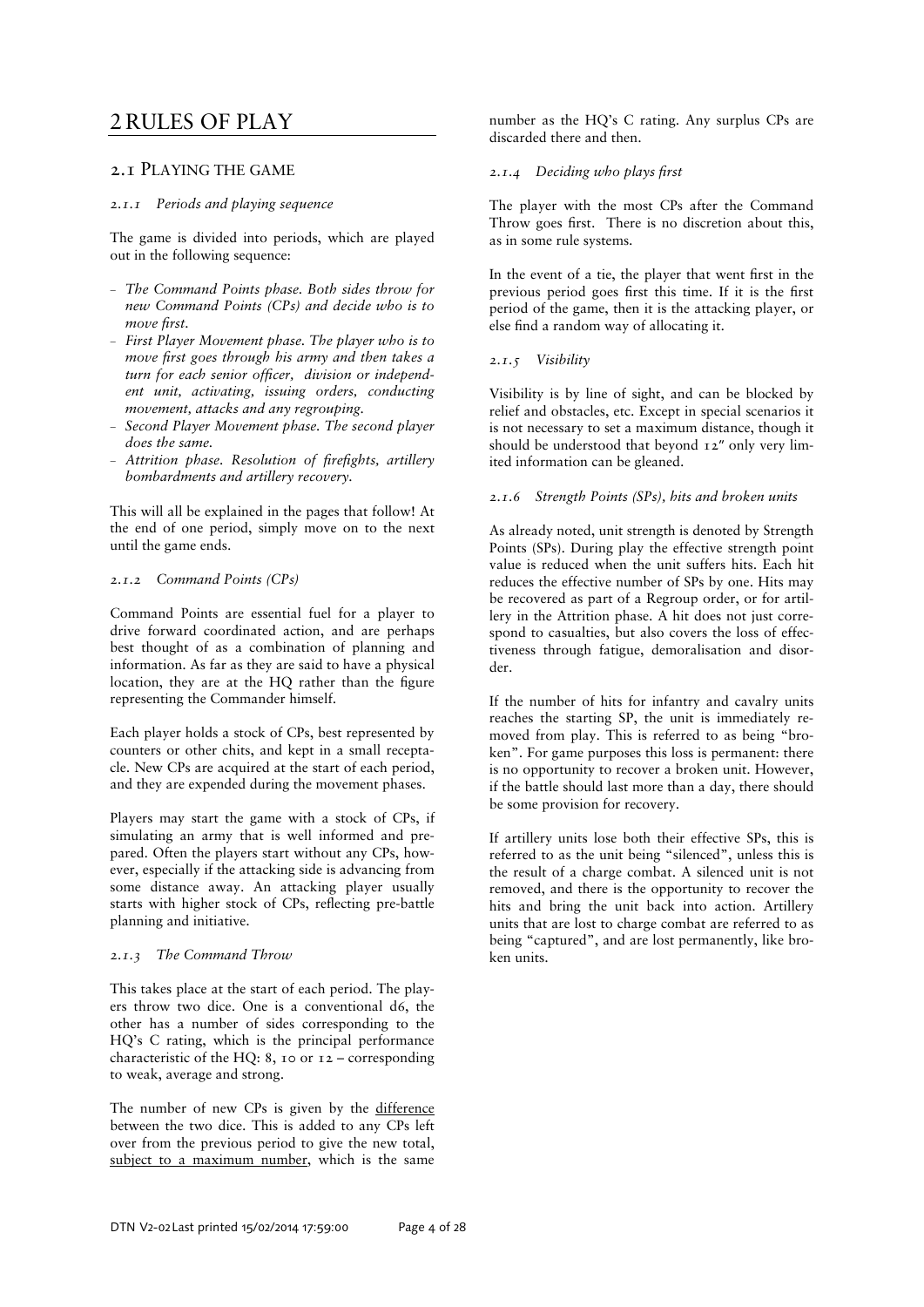# 2 RULES OF PLAY

## 2.1 Playing the game

### *2.1.1 Periods and playing sequence*

The game is divided into periods, which are played out in the following sequence:

- *The Command Points phase. Both sides throw for new Command Points (CPs) and decide who is to move first.*
- *First Player Movement phase. The player who is to move first goes through his army and then takes a turn for each senior officer, division or independent unit, activating, issuing orders, conducting movement, attacks and any regrouping.*
- *Second Player Movement phase. The second player does the same.*
- *Attrition phase. Resolution of firefights, artillery bombardments and artillery recovery.*

This will all be explained in the pages that follow! At the end of one period, simply move on to the next until the game ends.

### *2.1.2 Command Points (CPs)*

Command Points are essential fuel for a player to drive forward coordinated action, and are perhaps best thought of as a combination of planning and information. As far as they are said to have a physical location, they are at the HQ rather than the figure representing the Commander himself.

Each player holds a stock of CPs, best represented by counters or other chits, and kept in a small receptacle. New CPs are acquired at the start of each period, and they are expended during the movement phases.

Players may start the game with a stock of CPs, if simulating an army that is well informed and prepared. Often the players start without any CPs, however, especially if the attacking side is advancing from some distance away. An attacking player usually starts with higher stock of CPs, reflecting pre-battle planning and initiative.

### *2.1.3 The Command Throw*

This takes place at the start of each period. The players throw two dice. One is a conventional d6, the other has a number of sides corresponding to the HQ's C rating, which is the principal performance characteristic of the HQ: 8, 10 or 12 – corresponding to weak, average and strong.

The number of new CPs is given by the difference between the two dice. This is added to any CPs left over from the previous period to give the new total, subject to a maximum number, which is the same number as the HQ's C rating. Any surplus CPs are discarded there and then.

### *2.1.4 Deciding who plays first*

The player with the most CPs after the Command Throw goes first. There is no discretion about this, as in some rule systems.

In the event of a tie, the player that went first in the previous period goes first this time. If it is the first period of the game, then it is the attacking player, or else find a random way of allocating it.

### *2.1.5 Visibility*

Visibility is by line of sight, and can be blocked by relief and obstacles, etc. Except in special scenarios it is not necessary to set a maximum distance, though it should be understood that beyond 12" only very limited information can be gleaned.

### *2.1.6 Strength Points (SPs), hits and broken units*

As already noted, unit strength is denoted by Strength Points (SPs). During play the effective strength point value is reduced when the unit suffers hits. Each hit reduces the effective number of SPs by one. Hits may be recovered as part of a Regroup order, or for artillery in the Attrition phase. A hit does not just correspond to casualties, but also covers the loss of effectiveness through fatigue, demoralisation and disorder.

If the number of hits for infantry and cavalry units reaches the starting SP, the unit is immediately removed from play. This is referred to as being "broken". For game purposes this loss is permanent: there is no opportunity to recover a broken unit. However, if the battle should last more than a day, there should be some provision for recovery.

If artillery units lose both their effective SPs, this is referred to as the unit being "silenced", unless this is the result of a charge combat. A silenced unit is not removed, and there is the opportunity to recover the hits and bring the unit back into action. Artillery units that are lost to charge combat are referred to as being "captured", and are lost permanently, like broken units.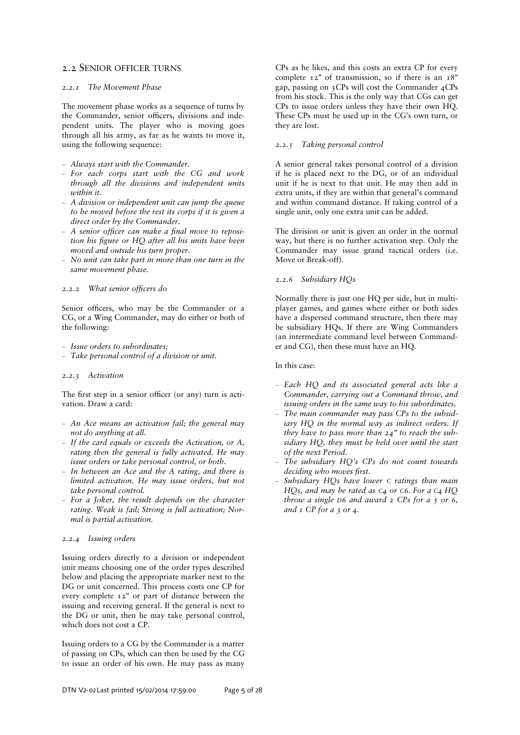## 2.2 Senior officer turns

### *2.2.1 The Movement Phase*

The movement phase works as a sequence of turns by the Commander, senior officers, divisions and independent units. The player who is moving goes through all his army, as far as he wants to move it, using the following sequence:

- *Always start with the Commander.*
- *For each corps start with the CG and work through all the divisions and independent units within it.*
- *A division or independent unit can jump the queue to be moved before the rest its corps if it is given a direct order by the Commander.*
- *A senior officer can make a final move to reposition his figure or HQ after all his units have been moved and outside his turn proper.*
- *No unit can take part in more than one turn in the same movement phase.*

### *2.2.2 What senior officers do*

Senior officers, who may be the Commander or a CG, or a Wing Commander, may do either or both of the following:

- *Issue orders to subordinates;*
- *Take personal control of a division or unit.*

### *2.2.3 Activation*

The first step in a senior officer (or any) turn is activation. Draw a card:

- *An Ace means an activation fail; the general may not do anything at all.*
- *If the card equals or exceeds the Activation, or A, rating then the general is fully activated. He may issue orders or take personal control, or both.*
- *In between an Ace and the A rating, and there is limited activation. He may issue orders, but not take personal control.*
- *For a Joker, the result depends on the character rating. Weak is fail; Strong is full activation; Normal is partial activation.*

### *2.2.4 Issuing orders*

Issuing orders directly to a division or independent unit means choosing one of the order types described below and placing the appropriate marker next to the DG or unit concerned. This process costs one CP for every complete 12" or part of distance between the issuing and receiving general. If the general is next to the DG or unit, then he may take personal control, which does not cost a CP.

Issuing orders to a CG by the Commander is a matter of passing on CPs, which can then be used by the CG to issue an order of his own. He may pass as many CPs as he likes, and this costs an extra CP for every complete 12" of transmission, so if there is an 18" gap, passing on 3CPs will cost the Commander 4CPs from his stock. This is the only way that CGs can get CPs to issue orders unless they have their own HQ. These CPs must be used up in the CG's own turn, or they are lost.

### *2.2.5 Taking personal control*

A senior general takes personal control of a division if he is placed next to the DG, or of an individual unit if he is next to that unit. He may then add in extra units, if they are within that general's command and within command distance. If taking control of a single unit, only one extra unit can be added.

The division or unit is given an order in the normal way, but there is no further activation step. Only the Commander may issue grand tactical orders (i.e. Move or Break-off).

### *2.2.6 Subsidiary HQs*

Normally there is just one HQ per side, but in multiplayer games, and games where either or both sides have a dispersed command structure, then there may be subsidiary HQs. If there are Wing Commanders (an intermediate command level between Commander and CG), then these must have an HQ.

In this case:

- *Each HQ and its associated general acts like a Commander, carrying out a Command throw, and issuing orders in the same way to his subordinates.*
- *The main commander may pass CPs to the subsidiary HQ in the normal way as indirect orders. If they have to pass more than 24" to reach the subsidiary HQ, they must be held over until the start of the Next Period.*
- *The subsidiary HQ's CPs do not count towards deciding who moves first.*
- *Subsidiary HQs have lower C ratings than main HQs, and may be rated as C4 or C6. For a C4 HQ throw a single D6 and award 2 CPs for a 5 or 6, and 1 CP for a 3 or 4.*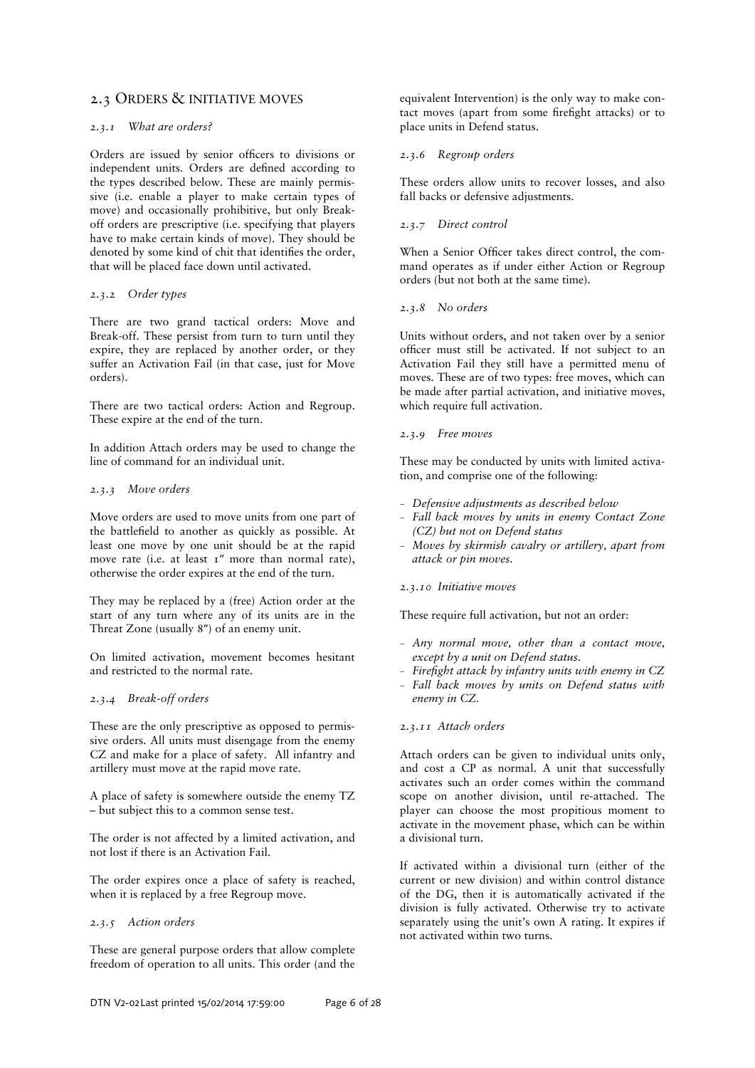## 2.3 ORDERS & INITIATIVE MOVES

### *2.3.1 What are orders?*

Orders are issued by senior officers to divisions or independent units. Orders are defined according to the types described below. These are mainly permissive (i.e. enable a player to make certain types of move) and occasionally prohibitive, but only Break-off orders are prescriptive (i.e. specifying that players have to make certain kinds of move). They should be denoted by some kind of chit that identifies the order, that will be placed face down until activated.

### *2.3.2 Order types*

There are two grand tactical orders: Move and Break-off. These persist from turn to turn until they expire, they are replaced by another order, or they suffer an Activation Fail (in that case, just for Move orders).

There are two tactical orders: Action and Regroup. These expire at the end of the turn.

In addition Attach orders may be used to change the line of command for an individual unit.

### *2.3.3 Move orders*

Move orders are used to move units from one part of the battlefield to another as quickly as possible. At least one move by one unit should be at the rapid move rate (i.e. at least 1″ more than normal rate), otherwise the order expires at the end of the turn.

They may be replaced by a (free) Action order at the start of any turn where any of its units are in the Threat Zone (usually 8″) of an enemy unit.

On limited activation, movement becomes hesitant and restricted to the normal rate.

### *2.3.4 Break-off orders*

These are the only prescriptive as opposed to permissive orders. All units must disengage from the enemy CZ and make for a place of safety. All infantry and artillery must move at the rapid move rate.

A place of safety is somewhere outside the enemy TZ – but subject this to a common sense test.

The order is not affected by a limited activation, and not lost if there is an Activation Fail.

The order expires once a place of safety is reached, when it is replaced by a free Regroup move.

### *2.3.5 Action orders*

These are general purpose orders that allow complete freedom of operation to all units. This order (and the equivalent Intervention) is the only way to make contact moves (apart from some firefight attacks) or to place units in Defend status.

### *2.3.6 Regroup orders*

These orders allow units to recover losses, and also fall backs or defensive adjustments.

### *2.3.7 Direct control*

When a Senior Officer takes direct control, the command operates as if under either Action or Regroup orders (but not both at the same time).

### *2.3.8 No orders*

Units without orders, and not taken over by a senior officer must still be activated. If not subject to an Activation Fail they still have a permitted menu of moves. These are of two types: free moves, which can be made after partial activation, and initiative moves, which require full activation.

### *2.3.9 Free moves*

These may be conducted by units with limited activation, and comprise one of the following:

- *Defensive adjustments as described below*
- *Fall back moves by units in enemy Contact Zone (CZ) but not on Defend status*
- *Moves by skirmish cavalry or artillery, apart from attack or pin moves.*

### *2.3.10 Initiative moves*

These require full activation, but not an order:

- *Any normal move, other than a contact move, except by a unit on Defend status.*
- *Firefight attack by infantry units with enemy in CZ*
- *Fall back moves by units on Defend status with enemy in CZ.*

### *2.3.11 Attach orders*

Attach orders can be given to individual units only, and cost a CP as normal. A unit that successfully activates such an order comes within the command scope on another division, until re-attached. The player can choose the most propitious moment to activate in the movement phase, which can be within a divisional turn.

If activated within a divisional turn (either of the current or new division) and within control distance of the DG, then it is automatically activated if the division is fully activated. Otherwise try to activate separately using the unit's own A rating. It expires if not activated within two turns.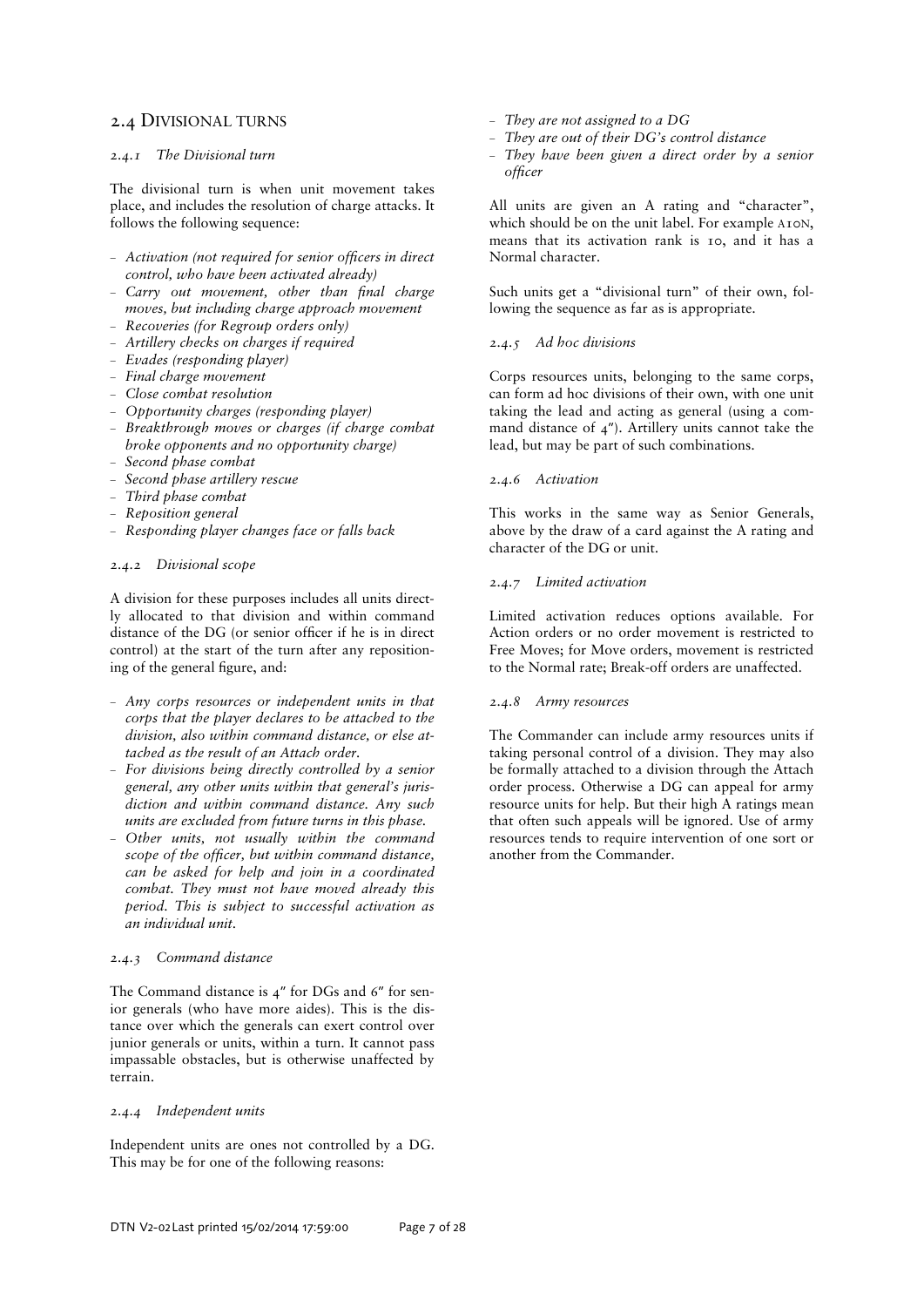## 2.4 Divisional turns

### 2.4.1 The Divisional turn

The divisional turn is when unit movement takes place, and includes the resolution of charge attacks. It follows the following sequence:

- *Activation (not required for senior officers in direct control, who have been activated already)*
- *Carry out movement, other than final charge moves, but including charge approach movement*
- *Recoveries (for Regroup orders only)*
- *Artillery checks on charges if required*
- *Evades (responding player)*
- *Final charge movement*
- *Close combat resolution*
- *Opportunity charges (responding player)*
- *Breakthrough moves or charges (if charge combat broke opponents and no opportunity charge)*
- *Second phase combat*
- *Second phase artillery rescue*
- *Third phase combat*
- *Reposition general*
- *Responding player changes face or falls back*

### 2.4.2 Divisional scope

A division for these purposes includes all units directly allocated to that division and within command distance of the DG (or senior officer if he is in direct control) at the start of the turn after any repositioning of the general figure, and:

- *Any corps resources or independent units in that corps that the player declares to be attached to the division, also within command distance, or else attached as the result of an Attach order.*
- *For divisions being directly controlled by a senior general, any other units within that general's jurisdiction and within command distance. Any such units are excluded from future turns in this phase.*
- *Other units, not usually within the command scope of the officer, but within command distance, can be asked for help and join in a coordinated combat. They must not have moved already this period. This is subject to successful activation as an individual unit.*

### 2.4.3 Command distance

The Command distance is 4″ for DGs and 6″ for senior generals (who have more aides). This is the distance over which the generals can exert control over junior generals or units, within a turn. It cannot pass impassable obstacles, but is otherwise unaffected by terrain.

### 2.4.4 Independent units

Independent units are ones not controlled by a DG. This may be for one of the following reasons:

- *They are not assigned to a DG*
- *They are out of their DG's control distance*
- *They have been given a direct order by a senior officer*

All units are given an A rating and "character", which should be on the unit label. For example A10N, means that its activation rank is 10, and it has a Normal character.

Such units get a "divisional turn" of their own, following the sequence as far as is appropriate.

### 2.4.5 Ad hoc divisions

Corps resources units, belonging to the same corps, can form ad hoc divisions of their own, with one unit taking the lead and acting as general (using a command distance of 4″). Artillery units cannot take the lead, but may be part of such combinations.

### 2.4.6 Activation

This works in the same way as Senior Generals, above by the draw of a card against the A rating and character of the DG or unit.

### 2.4.7 Limited activation

Limited activation reduces options available. For Action orders or no order movement is restricted to Free Moves; for Move orders, movement is restricted to the Normal rate; Break-off orders are unaffected.

### 2.4.8 Army resources

The Commander can include army resources units if taking personal control of a division. They may also be formally attached to a division through the Attach order process. Otherwise a DG can appeal for army resource units for help. But their high A ratings mean that often such appeals will be ignored. Use of army resources tends to require intervention of one sort or another from the Commander.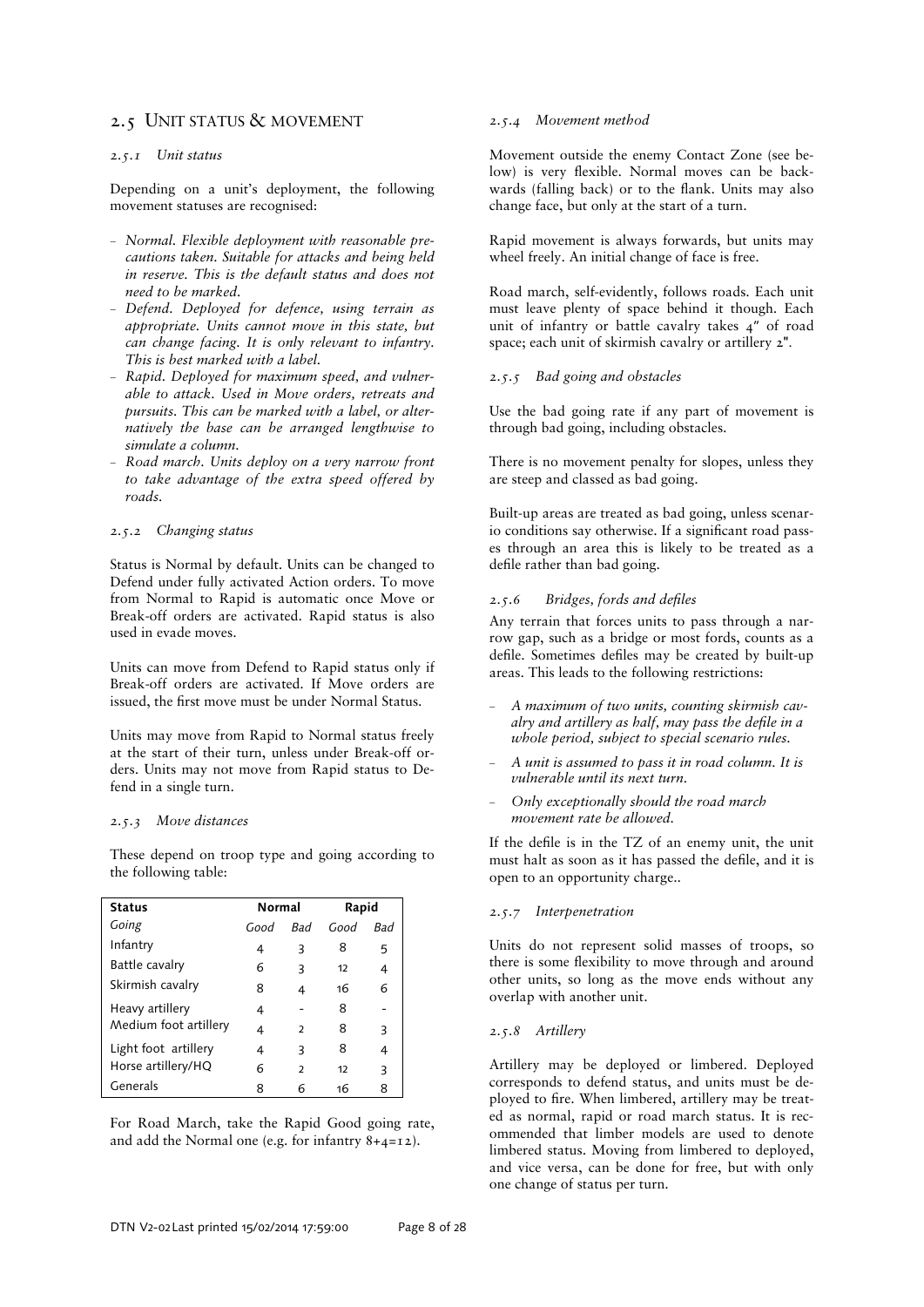## 2.5 Unit status & movement

### 2.5.1 Unit status

Depending on a unit's deployment, the following movement statuses are recognised:

- *Normal. Flexible deployment with reasonable precautions taken. Suitable for attacks and being held in reserve. This is the default status and does not need to be marked.*
- *Defend. Deployed for defence, using terrain as appropriate. Units cannot move in this state, but can change facing. It is only relevant to infantry. This is best marked with a label.*
- *Rapid. Deployed for maximum speed, and vulnerable to attack. Used in Move orders, retreats and pursuits. This can be marked with a label, or alternatively the base can be arranged lengthwise to simulate a column.*
- *Road march. Units deploy on a very narrow front to take advantage of the extra speed offered by roads.*

### 2.5.2 Changing status

Status is Normal by default. Units can be changed to Defend under fully activated Action orders. To move from Normal to Rapid is automatic once Move or Break-off orders are activated. Rapid status is also used in evade moves.

Units can move from Defend to Rapid status only if Break-off orders are activated. If Move orders are issued, the first move must be under Normal Status.

Units may move from Rapid to Normal status freely at the start of their turn, unless under Break-off orders. Units may not move from Rapid status to Defend in a single turn.

### 2.5.3 Move distances

These depend on troop type and going according to the following table:

| Status | Normal | | Rapid | |
|---|---|---|---|---|
| *Going* | *Good* | *Bad* | *Good* | *Bad* |
| Infantry | 4 | 3 | 8 | 5 |
| Battle cavalry | 6 | 3 | 12 | 4 |
| Skirmish cavalry | 8 | 4 | 16 | 6 |
| Heavy artillery | 4 | - | 8 | - |
| Medium foot artillery | 4 | 2 | 8 | 3 |
| Light foot artillery | 4 | 3 | 8 | 4 |
| Horse artillery/HQ | 6 | 2 | 12 | 3 |
| Generals | 8 | 6 | 16 | 8 |

For Road March, take the Rapid Good going rate, and add the Normal one (e.g. for infantry 8+4=12).

### 2.5.4 Movement method

Movement outside the enemy Contact Zone (see below) is very flexible. Normal moves can be backwards (falling back) or to the flank. Units may also change face, but only at the start of a turn.

Rapid movement is always forwards, but units may wheel freely. An initial change of face is free.

Road march, self-evidently, follows roads. Each unit must leave plenty of space behind it though. Each unit of infantry or battle cavalry takes 4" of road space; each unit of skirmish cavalry or artillery 2".

### 2.5.5 Bad going and obstacles

Use the bad going rate if any part of movement is through bad going, including obstacles.

There is no movement penalty for slopes, unless they are steep and classed as bad going.

Built-up areas are treated as bad going, unless scenario conditions say otherwise. If a significant road passes through an area this is likely to be treated as a defile rather than bad going.

### 2.5.6 Bridges, fords and defiles

Any terrain that forces units to pass through a narrow gap, such as a bridge or most fords, counts as a defile. Sometimes defiles may be created by built-up areas. This leads to the following restrictions:

- *A maximum of two units, counting skirmish cavalry and artillery as half, may pass the defile in a whole period, subject to special scenario rules.*
- *A unit is assumed to pass it in road column. It is vulnerable until its next turn.*
- *Only exceptionally should the road march movement rate be allowed.*

If the defile is in the TZ of an enemy unit, the unit must halt as soon as it has passed the defile, and it is open to an opportunity charge..

### 2.5.7 Interpenetration

Units do not represent solid masses of troops, so there is some flexibility to move through and around other units, so long as the move ends without any overlap with another unit.

### 2.5.8 Artillery

Artillery may be deployed or limbered. Deployed corresponds to defend status, and units must be deployed to fire. When limbered, artillery may be treated as normal, rapid or road march status. It is recommended that limber models are used to denote limbered status. Moving from limbered to deployed, and vice versa, can be done for free, but with only one change of status per turn.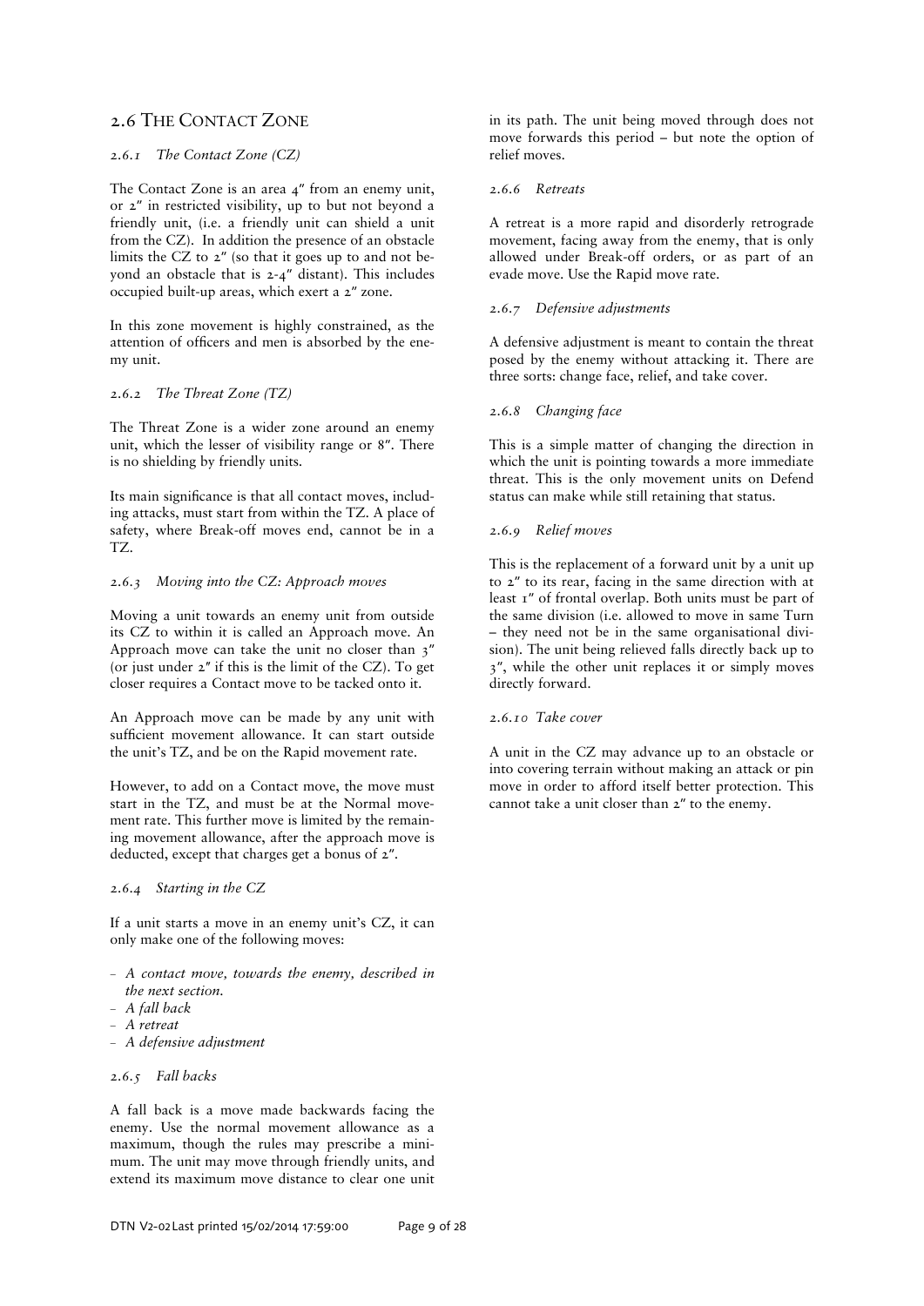## 2.6 The Contact Zone

### *2.6.1 The Contact Zone (CZ)*

The Contact Zone is an area 4″ from an enemy unit, or 2″ in restricted visibility, up to but not beyond a friendly unit, (i.e. a friendly unit can shield a unit from the CZ). In addition the presence of an obstacle limits the CZ to 2″ (so that it goes up to and not beyond an obstacle that is 2-4″ distant). This includes occupied built-up areas, which exert a 2″ zone.

In this zone movement is highly constrained, as the attention of officers and men is absorbed by the enemy unit.

### *2.6.2 The Threat Zone (TZ)*

The Threat Zone is a wider zone around an enemy unit, which the lesser of visibility range or 8″. There is no shielding by friendly units.

Its main significance is that all contact moves, including attacks, must start from within the TZ. A place of safety, where Break-off moves end, cannot be in a TZ.

### *2.6.3 Moving into the CZ: Approach moves*

Moving a unit towards an enemy unit from outside its CZ to within it is called an Approach move. An Approach move can take the unit no closer than 3″ (or just under 2″ if this is the limit of the CZ). To get closer requires a Contact move to be tacked onto it.

An Approach move can be made by any unit with sufficient movement allowance. It can start outside the unit's TZ, and be on the Rapid movement rate.

However, to add on a Contact move, the move must start in the TZ, and must be at the Normal movement rate. This further move is limited by the remaining movement allowance, after the approach move is deducted, except that charges get a bonus of 2″.

### *2.6.4 Starting in the CZ*

If a unit starts a move in an enemy unit's CZ, it can only make one of the following moves:

- *A contact move, towards the enemy, described in the next section.*
- *A fall back*
- *A retreat*
- *A defensive adjustment*

### *2.6.5 Fall backs*

A fall back is a move made backwards facing the enemy. Use the normal movement allowance as a maximum, though the rules may prescribe a minimum. The unit may move through friendly units, and extend its maximum move distance to clear one unit in its path. The unit being moved through does not move forwards this period – but note the option of relief moves.

### *2.6.6 Retreats*

A retreat is a more rapid and disorderly retrograde movement, facing away from the enemy, that is only allowed under Break-off orders, or as part of an evade move. Use the Rapid move rate.

### *2.6.7 Defensive adjustments*

A defensive adjustment is meant to contain the threat posed by the enemy without attacking it. There are three sorts: change face, relief, and take cover.

### *2.6.8 Changing face*

This is a simple matter of changing the direction in which the unit is pointing towards a more immediate threat. This is the only movement units on Defend status can make while still retaining that status.

### *2.6.9 Relief moves*

This is the replacement of a forward unit by a unit up to 2″ to its rear, facing in the same direction with at least 1″ of frontal overlap. Both units must be part of the same division (i.e. allowed to move in same Turn – they need not be in the same organisational division). The unit being relieved falls directly back up to 3″, while the other unit replaces it or simply moves directly forward.

### *2.6.10 Take cover*

A unit in the CZ may advance up to an obstacle or into covering terrain without making an attack or pin move in order to afford itself better protection. This cannot take a unit closer than 2″ to the enemy.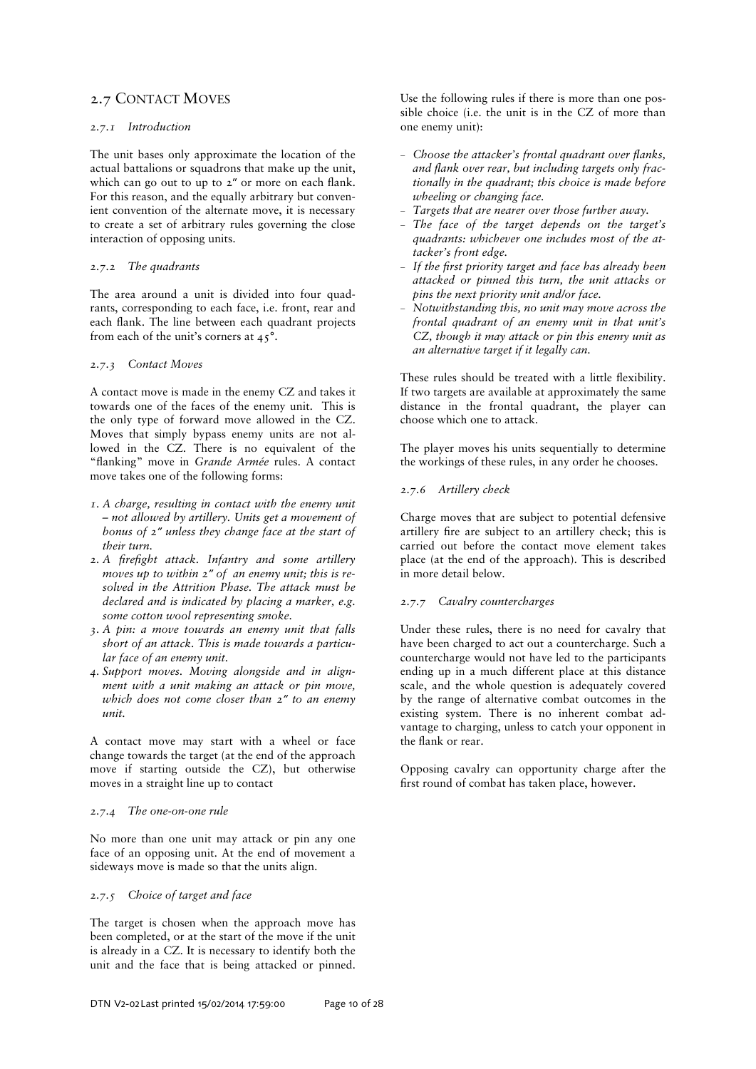## 2.7 Contact Moves

### *2.7.1 Introduction*

The unit bases only approximate the location of the actual battalions or squadrons that make up the unit, which can go out to up to 2" or more on each flank. For this reason, and the equally arbitrary but convenient convention of the alternate move, it is necessary to create a set of arbitrary rules governing the close interaction of opposing units.

### *2.7.2 The quadrants*

The area around a unit is divided into four quadrants, corresponding to each face, i.e. front, rear and each flank. The line between each quadrant projects from each of the unit's corners at 45°.

### *2.7.3 Contact Moves*

A contact move is made in the enemy CZ and takes it towards one of the faces of the enemy unit. This is the only type of forward move allowed in the CZ. Moves that simply bypass enemy units are not allowed in the CZ. There is no equivalent of the "flanking" move in *Grande Armée* rules. A contact move takes one of the following forms:

1. *A charge, resulting in contact with the enemy unit – not allowed by artillery. Units get a movement of bonus of 2" unless they change face at the start of their turn.*
2. *A firefight attack. Infantry and some artillery moves up to within 2" of an enemy unit; this is resolved in the Attrition Phase. The attack must be declared and is indicated by placing a marker, e.g. some cotton wool representing smoke.*
3. *A pin: a move towards an enemy unit that falls short of an attack. This is made towards a particular face of an enemy unit.*
4. *Support moves. Moving alongside and in alignment with a unit making an attack or pin move, which does not come closer than 2" to an enemy unit.*

A contact move may start with a wheel or face change towards the target (at the end of the approach move if starting outside the CZ), but otherwise moves in a straight line up to contact

### *2.7.4 The one-on-one rule*

No more than one unit may attack or pin any one face of an opposing unit. At the end of movement a sideways move is made so that the units align.

### *2.7.5 Choice of target and face*

The target is chosen when the approach move has been completed, or at the start of the move if the unit is already in a CZ. It is necessary to identify both the unit and the face that is being attacked or pinned. Use the following rules if there is more than one possible choice (i.e. the unit is in the CZ of more than one enemy unit):

- *Choose the attacker's frontal quadrant over flanks, and flank over rear, but including targets only fractionally in the quadrant; this choice is made before wheeling or changing face.*
- *Targets that are nearer over those further away.*
- *The face of the target depends on the target's quadrants: whichever one includes most of the attacker's front edge.*
- *If the first priority target and face has already been attacked or pinned this turn, the unit attacks or pins the next priority unit and/or face.*
- *Notwithstanding this, no unit may move across the frontal quadrant of an enemy unit in that unit's CZ, though it may attack or pin this enemy unit as an alternative target if it legally can.*

These rules should be treated with a little flexibility. If two targets are available at approximately the same distance in the frontal quadrant, the player can choose which one to attack.

The player moves his units sequentially to determine the workings of these rules, in any order he chooses.

### *2.7.6 Artillery check*

Charge moves that are subject to potential defensive artillery fire are subject to an artillery check; this is carried out before the contact move element takes place (at the end of the approach). This is described in more detail below.

### *2.7.7 Cavalry countercharges*

Under these rules, there is no need for cavalry that have been charged to act out a countercharge. Such a countercharge would not have led to the participants ending up in a much different place at this distance scale, and the whole question is adequately covered by the range of alternative combat outcomes in the existing system. There is no inherent combat advantage to charging, unless to catch your opponent in the flank or rear.

Opposing cavalry can opportunity charge after the first round of combat has taken place, however.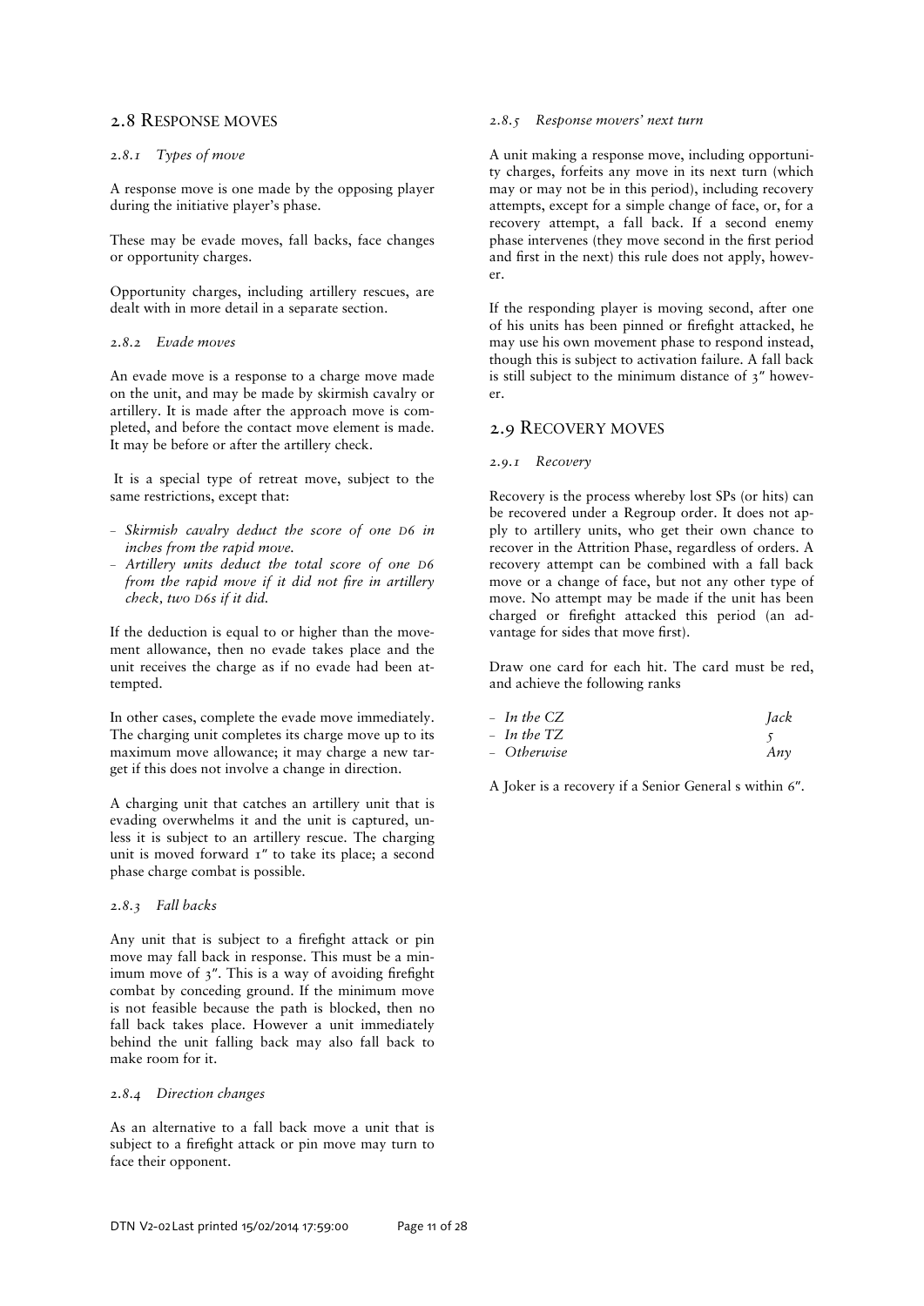## 2.8 Response moves

### 2.8.1 Types of move

A response move is one made by the opposing player during the initiative player's phase.

These may be evade moves, fall backs, face changes or opportunity charges.

Opportunity charges, including artillery rescues, are dealt with in more detail in a separate section.

### 2.8.2 Evade moves

An evade move is a response to a charge move made on the unit, and may be made by skirmish cavalry or artillery. It is made after the approach move is completed, and before the contact move element is made. It may be before or after the artillery check.

It is a special type of retreat move, subject to the same restrictions, except that:

- *Skirmish cavalry deduct the score of one D6 in inches from the rapid move.*
- *Artillery units deduct the total score of one D6 from the rapid move if it did not fire in artillery check, two D6s if it did.*

If the deduction is equal to or higher than the movement allowance, then no evade takes place and the unit receives the charge as if no evade had been attempted.

In other cases, complete the evade move immediately. The charging unit completes its charge move up to its maximum move allowance; it may charge a new target if this does not involve a change in direction.

A charging unit that catches an artillery unit that is evading overwhelms it and the unit is captured, unless it is subject to an artillery rescue. The charging unit is moved forward 1" to take its place; a second phase charge combat is possible.

### 2.8.3 Fall backs

Any unit that is subject to a firefight attack or pin move may fall back in response. This must be a minimum move of 3". This is a way of avoiding firefight combat by conceding ground. If the minimum move is not feasible because the path is blocked, then no fall back takes place. However a unit immediately behind the unit falling back may also fall back to make room for it.

### 2.8.4 Direction changes

As an alternative to a fall back move a unit that is subject to a firefight attack or pin move may turn to face their opponent.

### 2.8.5 Response movers' next turn

A unit making a response move, including opportunity charges, forfeits any move in its next turn (which may or may not be in this period), including recovery attempts, except for a simple change of face, or, for a recovery attempt, a fall back. If a second enemy phase intervenes (they move second in the first period and first in the next) this rule does not apply, however.

If the responding player is moving second, after one of his units has been pinned or firefight attacked, he may use his own movement phase to respond instead, though this is subject to activation failure. A fall back is still subject to the minimum distance of 3" however.

## 2.9 Recovery moves

### 2.9.1 Recovery

Recovery is the process whereby lost SPs (or hits) can be recovered under a Regroup order. It does not apply to artillery units, who get their own chance to recover in the Attrition Phase, regardless of orders. A recovery attempt can be combined with a fall back move or a change of face, but not any other type of move. No attempt may be made if the unit has been charged or firefight attacked this period (an advantage for sides that move first).

Draw one card for each hit. The card must be red, and achieve the following ranks

| | |
|---|---|
| – *In the CZ* | *Jack* |
| – *In the TZ* | *5* |
| – *Otherwise* | *Any* |

A Joker is a recovery if a Senior General s within 6".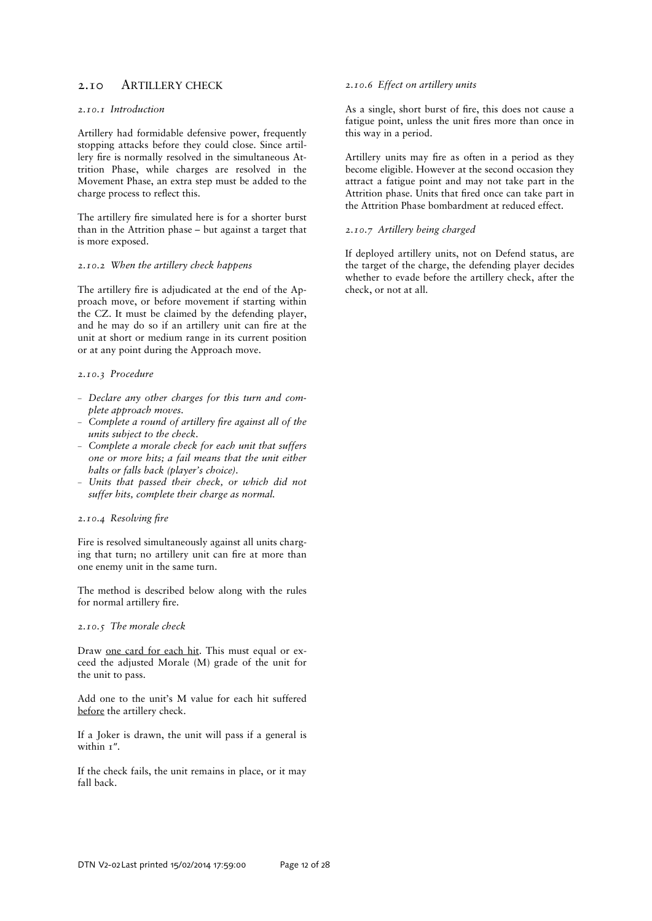## 2.10 Artillery check

### *2.10.1 Introduction*

Artillery had formidable defensive power, frequently stopping attacks before they could close. Since artillery fire is normally resolved in the simultaneous Attrition Phase, while charges are resolved in the Movement Phase, an extra step must be added to the charge process to reflect this.

The artillery fire simulated here is for a shorter burst than in the Attrition phase – but against a target that is more exposed.

### *2.10.2 When the artillery check happens*

The artillery fire is adjudicated at the end of the Approach move, or before movement if starting within the CZ. It must be claimed by the defending player, and he may do so if an artillery unit can fire at the unit at short or medium range in its current position or at any point during the Approach move.

### *2.10.3 Procedure*

- *Declare any other charges for this turn and complete approach moves.*
- *Complete a round of artillery fire against all of the units subject to the check.*
- *Complete a morale check for each unit that suffers one or more hits; a fail means that the unit either halts or falls back (player's choice).*
- *Units that passed their check, or which did not suffer hits, complete their charge as normal.*

### *2.10.4 Resolving fire*

Fire is resolved simultaneously against all units charging that turn; no artillery unit can fire at more than one enemy unit in the same turn.

The method is described below along with the rules for normal artillery fire.

### *2.10.5 The morale check*

Draw <u>one card for each hit</u>. This must equal or exceed the adjusted Morale (M) grade of the unit for the unit to pass.

Add one to the unit's M value for each hit suffered <u>before</u> the artillery check.

If a Joker is drawn, the unit will pass if a general is within 1".

If the check fails, the unit remains in place, or it may fall back.

### *2.10.6 Effect on artillery units*

As a single, short burst of fire, this does not cause a fatigue point, unless the unit fires more than once in this way in a period.

Artillery units may fire as often in a period as they become eligible. However at the second occasion they attract a fatigue point and may not take part in the Attrition phase. Units that fired once can take part in the Attrition Phase bombardment at reduced effect.

### *2.10.7 Artillery being charged*

If deployed artillery units, not on Defend status, are the target of the charge, the defending player decides whether to evade before the artillery check, after the check, or not at all.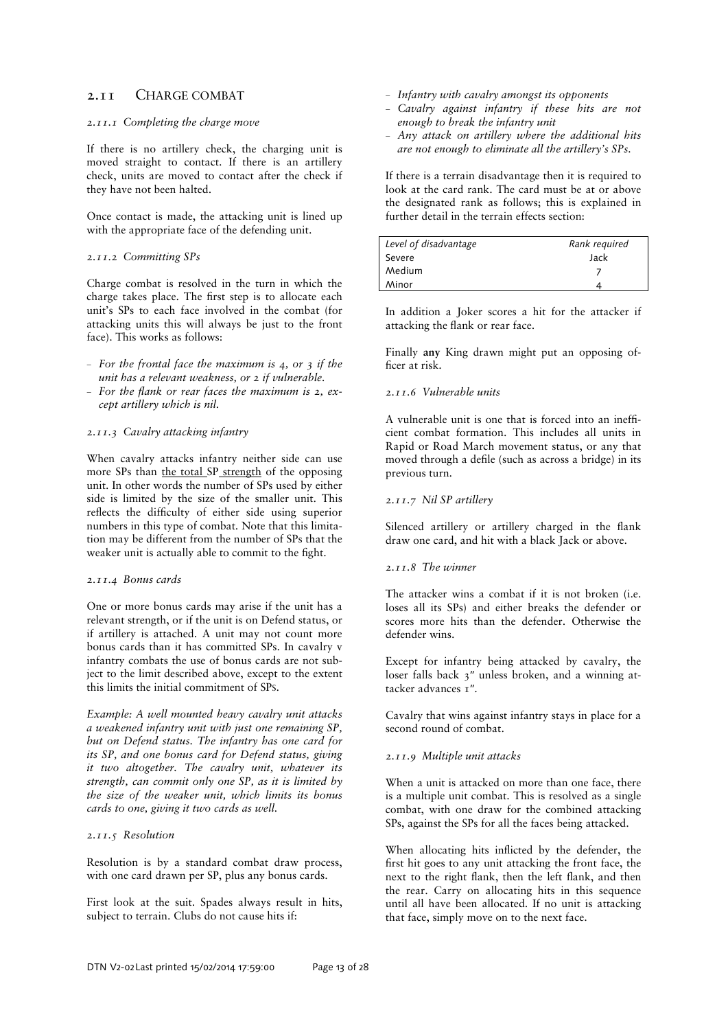## 2.11 CHARGE COMBAT

### *2.11.1 Completing the charge move*

If there is no artillery check, the charging unit is moved straight to contact. If there is an artillery check, units are moved to contact after the check if they have not been halted.

Once contact is made, the attacking unit is lined up with the appropriate face of the defending unit.

### *2.11.2 Committing SPs*

Charge combat is resolved in the turn in which the charge takes place. The first step is to allocate each unit's SPs to each face involved in the combat (for attacking units this will always be just to the front face). This works as follows:

- *For the frontal face the maximum is 4, or 3 if the unit has a relevant weakness, or 2 if vulnerable.*
- *For the flank or rear faces the maximum is 2, except artillery which is nil.*

### *2.11.3 Cavalry attacking infantry*

When cavalry attacks infantry neither side can use more SPs than the total SP strength of the opposing unit. In other words the number of SPs used by either side is limited by the size of the smaller unit. This reflects the difficulty of either side using superior numbers in this type of combat. Note that this limitation may be different from the number of SPs that the weaker unit is actually able to commit to the fight.

### *2.11.4 Bonus cards*

One or more bonus cards may arise if the unit has a relevant strength, or if the unit is on Defend status, or if artillery is attached. A unit may not count more bonus cards than it has committed SPs. In cavalry v infantry combats the use of bonus cards are not subject to the limit described above, except to the extent this limits the initial commitment of SPs.

*Example: A well mounted heavy cavalry unit attacks a weakened infantry unit with just one remaining SP, but on Defend status. The infantry has one card for its SP, and one bonus card for Defend status, giving it two altogether. The cavalry unit, whatever its strength, can commit only one SP, as it is limited by the size of the weaker unit, which limits its bonus cards to one, giving it two cards as well.*

### *2.11.5 Resolution*

Resolution is by a standard combat draw process, with one card drawn per SP, plus any bonus cards.

First look at the suit. Spades always result in hits, subject to terrain. Clubs do not cause hits if:

- *Infantry with cavalry amongst its opponents*
- *Cavalry against infantry if these hits are not enough to break the infantry unit*
- *Any attack on artillery where the additional hits are not enough to eliminate all the artillery's SPs.*

If there is a terrain disadvantage then it is required to look at the card rank. The card must be at or above the designated rank as follows; this is explained in further detail in the terrain effects section:

| *Level of disadvantage* | *Rank required* |
|---|---|
| Severe | Jack |
| Medium | 7 |
| Minor | 4 |

In addition a Joker scores a hit for the attacker if attacking the flank or rear face.

Finally **any** King drawn might put an opposing officer at risk.

### *2.11.6 Vulnerable units*

A vulnerable unit is one that is forced into an inefficient combat formation. This includes all units in Rapid or Road March movement status, or any that moved through a defile (such as across a bridge) in its previous turn.

### *2.11.7 Nil SP artillery*

Silenced artillery or artillery charged in the flank draw one card, and hit with a black Jack or above.

### *2.11.8 The winner*

The attacker wins a combat if it is not broken (i.e. loses all its SPs) and either breaks the defender or scores more hits than the defender. Otherwise the defender wins.

Except for infantry being attacked by cavalry, the loser falls back 3″ unless broken, and a winning attacker advances 1″.

Cavalry that wins against infantry stays in place for a second round of combat.

### *2.11.9 Multiple unit attacks*

When a unit is attacked on more than one face, there is a multiple unit combat. This is resolved as a single combat, with one draw for the combined attacking SPs, against the SPs for all the faces being attacked.

When allocating hits inflicted by the defender, the first hit goes to any unit attacking the front face, the next to the right flank, then the left flank, and then the rear. Carry on allocating hits in this sequence until all have been allocated. If no unit is attacking that face, simply move on to the next face.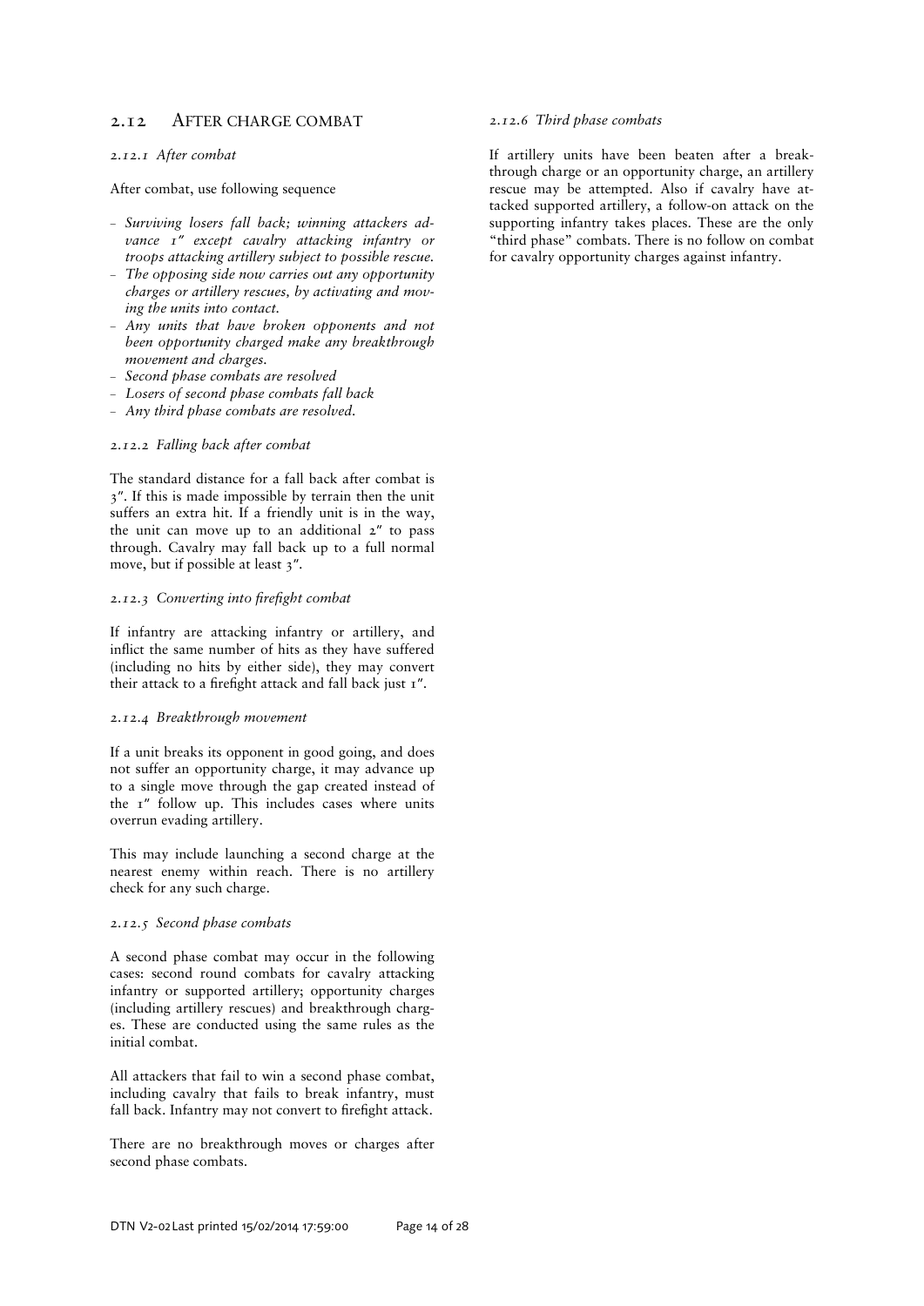## 2.12 AFTER CHARGE COMBAT

### *2.12.1 After combat*

After combat, use following sequence

- *Surviving losers fall back; winning attackers advance 1" except cavalry attacking infantry or troops attacking artillery subject to possible rescue.*
- *The opposing side now carries out any opportunity charges or artillery rescues, by activating and moving the units into contact.*
- *Any units that have broken opponents and not been opportunity charged make any breakthrough movement and charges.*
- *Second phase combats are resolved*
- *Losers of second phase combats fall back*
- *Any third phase combats are resolved.*

### *2.12.2 Falling back after combat*

The standard distance for a fall back after combat is 3". If this is made impossible by terrain then the unit suffers an extra hit. If a friendly unit is in the way, the unit can move up to an additional 2" to pass through. Cavalry may fall back up to a full normal move, but if possible at least 3".

### *2.12.3 Converting into firefight combat*

If infantry are attacking infantry or artillery, and inflict the same number of hits as they have suffered (including no hits by either side), they may convert their attack to a firefight attack and fall back just 1".

### *2.12.4 Breakthrough movement*

If a unit breaks its opponent in good going, and does not suffer an opportunity charge, it may advance up to a single move through the gap created instead of the 1" follow up. This includes cases where units overrun evading artillery.

This may include launching a second charge at the nearest enemy within reach. There is no artillery check for any such charge.

### *2.12.5 Second phase combats*

A second phase combat may occur in the following cases: second round combats for cavalry attacking infantry or supported artillery; opportunity charges (including artillery rescues) and breakthrough charges. These are conducted using the same rules as the initial combat.

All attackers that fail to win a second phase combat, including cavalry that fails to break infantry, must fall back. Infantry may not convert to firefight attack.

There are no breakthrough moves or charges after second phase combats.

### *2.12.6 Third phase combats*

If artillery units have been beaten after a breakthrough charge or an opportunity charge, an artillery rescue may be attempted. Also if cavalry have attacked supported artillery, a follow-on attack on the supporting infantry takes places. These are the only "third phase" combats. There is no follow on combat for cavalry opportunity charges against infantry.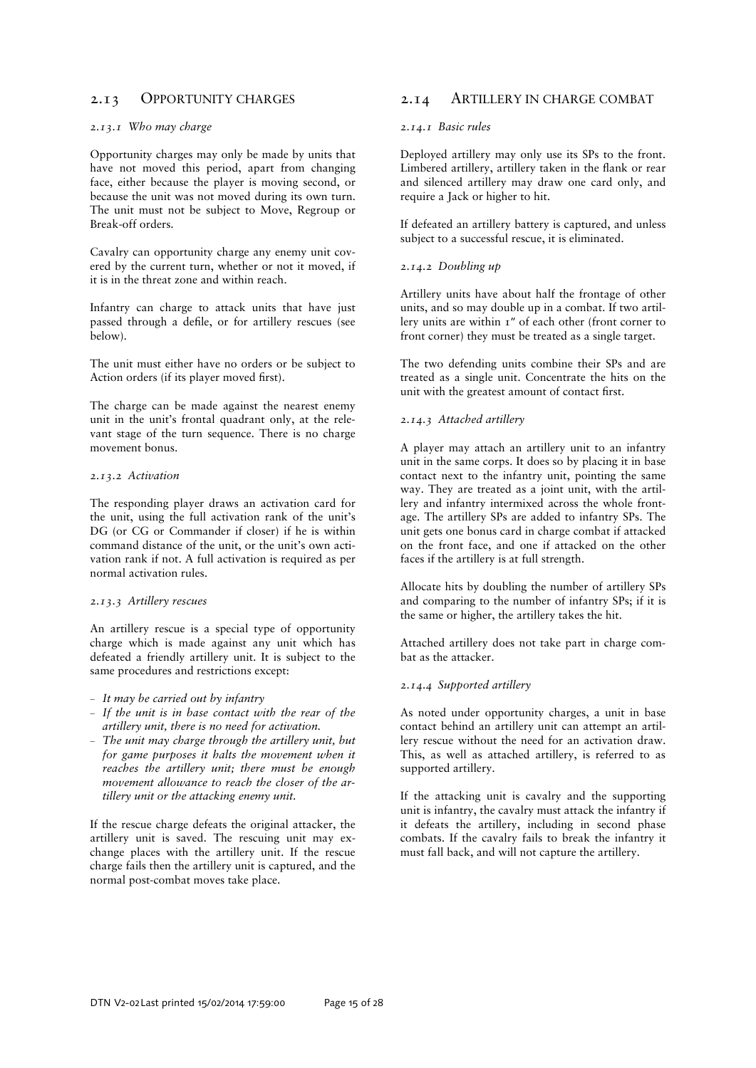## 2.13 Opportunity charges

### *2.13.1 Who may charge*

Opportunity charges may only be made by units that have not moved this period, apart from changing face, either because the player is moving second, or because the unit was not moved during its own turn. The unit must not be subject to Move, Regroup or Break-off orders.

Cavalry can opportunity charge any enemy unit covered by the current turn, whether or not it moved, if it is in the threat zone and within reach.

Infantry can charge to attack units that have just passed through a defile, or for artillery rescues (see below).

The unit must either have no orders or be subject to Action orders (if its player moved first).

The charge can be made against the nearest enemy unit in the unit's frontal quadrant only, at the relevant stage of the turn sequence. There is no charge movement bonus.

### *2.13.2 Activation*

The responding player draws an activation card for the unit, using the full activation rank of the unit's DG (or CG or Commander if closer) if he is within command distance of the unit, or the unit's own activation rank if not. A full activation is required as per normal activation rules.

### *2.13.3 Artillery rescues*

An artillery rescue is a special type of opportunity charge which is made against any unit which has defeated a friendly artillery unit. It is subject to the same procedures and restrictions except:

- *It may be carried out by infantry*
- *If the unit is in base contact with the rear of the artillery unit, there is no need for activation.*
- *The unit may charge through the artillery unit, but for game purposes it halts the movement when it reaches the artillery unit; there must be enough movement allowance to reach the closer of the artillery unit or the attacking enemy unit.*

If the rescue charge defeats the original attacker, the artillery unit is saved. The rescuing unit may exchange places with the artillery unit. If the rescue charge fails then the artillery unit is captured, and the normal post-combat moves take place.

## 2.14 Artillery in charge combat

### *2.14.1 Basic rules*

Deployed artillery may only use its SPs to the front. Limbered artillery, artillery taken in the flank or rear and silenced artillery may draw one card only, and require a Jack or higher to hit.

If defeated an artillery battery is captured, and unless subject to a successful rescue, it is eliminated.

### *2.14.2 Doubling up*

Artillery units have about half the frontage of other units, and so may double up in a combat. If two artillery units are within 1" of each other (front corner to front corner) they must be treated as a single target.

The two defending units combine their SPs and are treated as a single unit. Concentrate the hits on the unit with the greatest amount of contact first.

### *2.14.3 Attached artillery*

A player may attach an artillery unit to an infantry unit in the same corps. It does so by placing it in base contact next to the infantry unit, pointing the same way. They are treated as a joint unit, with the artillery and infantry intermixed across the whole frontage. The artillery SPs are added to infantry SPs. The unit gets one bonus card in charge combat if attacked on the front face, and one if attacked on the other faces if the artillery is at full strength.

Allocate hits by doubling the number of artillery SPs and comparing to the number of infantry SPs; if it is the same or higher, the artillery takes the hit.

Attached artillery does not take part in charge combat as the attacker.

### *2.14.4 Supported artillery*

As noted under opportunity charges, a unit in base contact behind an artillery unit can attempt an artillery rescue without the need for an activation draw. This, as well as attached artillery, is referred to as supported artillery.

If the attacking unit is cavalry and the supporting unit is infantry, the cavalry must attack the infantry if it defeats the artillery, including in second phase combats. If the cavalry fails to break the infantry it must fall back, and will not capture the artillery.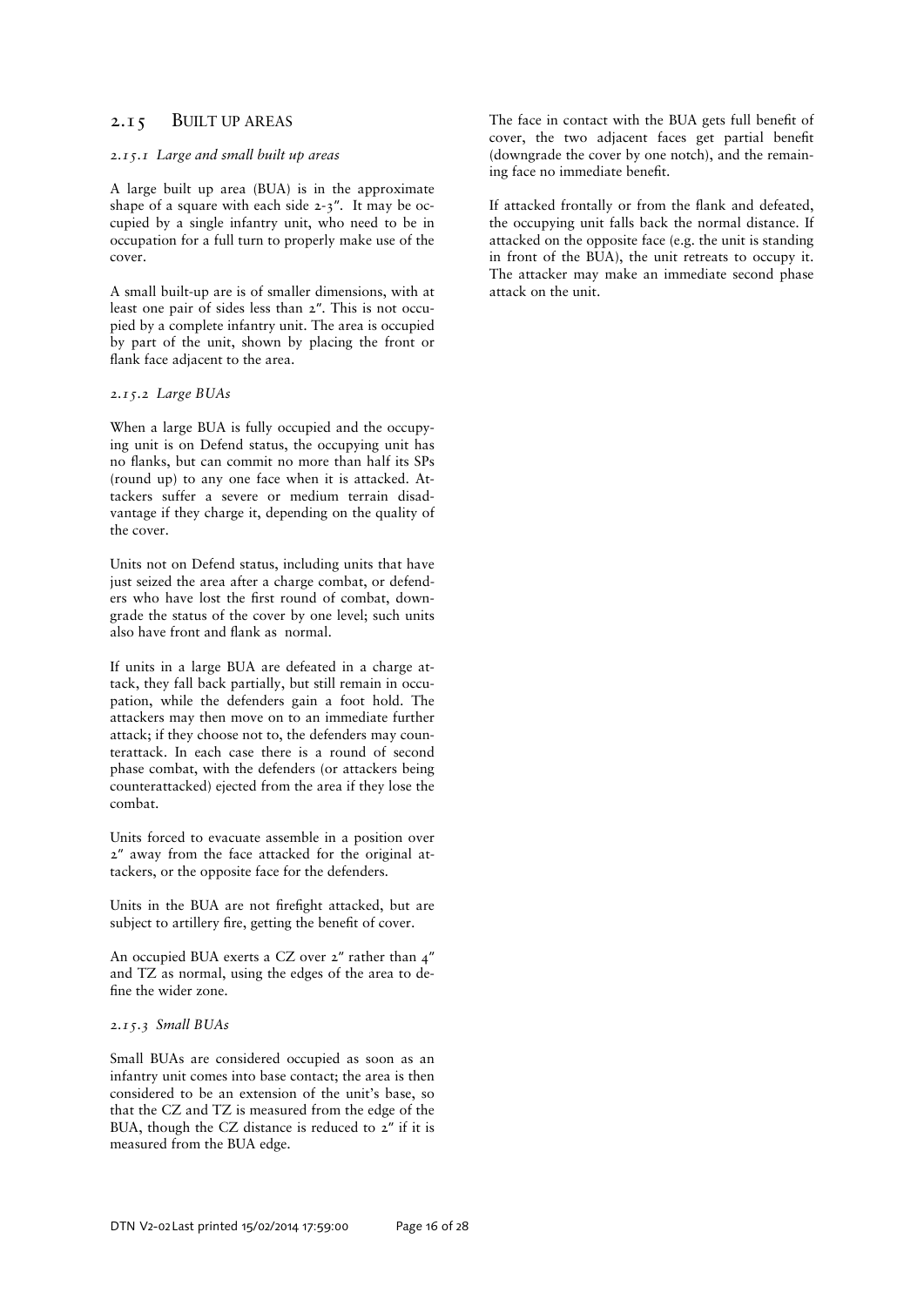## 2.15 BUILT UP AREAS

### *2.15.1 Large and small built up areas*

A large built up area (BUA) is in the approximate shape of a square with each side 2-3". It may be occupied by a single infantry unit, who need to be in occupation for a full turn to properly make use of the cover.

A small built-up are is of smaller dimensions, with at least one pair of sides less than 2". This is not occupied by a complete infantry unit. The area is occupied by part of the unit, shown by placing the front or flank face adjacent to the area.

### *2.15.2 Large BUAs*

When a large BUA is fully occupied and the occupying unit is on Defend status, the occupying unit has no flanks, but can commit no more than half its SPs (round up) to any one face when it is attacked. Attackers suffer a severe or medium terrain disadvantage if they charge it, depending on the quality of the cover.

Units not on Defend status, including units that have just seized the area after a charge combat, or defenders who have lost the first round of combat, downgrade the status of the cover by one level; such units also have front and flank as normal.

If units in a large BUA are defeated in a charge attack, they fall back partially, but still remain in occupation, while the defenders gain a foot hold. The attackers may then move on to an immediate further attack; if they choose not to, the defenders may counterattack. In each case there is a round of second phase combat, with the defenders (or attackers being counterattacked) ejected from the area if they lose the combat.

Units forced to evacuate assemble in a position over 2" away from the face attacked for the original attackers, or the opposite face for the defenders.

Units in the BUA are not firefight attacked, but are subject to artillery fire, getting the benefit of cover.

An occupied BUA exerts a CZ over 2" rather than 4" and TZ as normal, using the edges of the area to define the wider zone.

### *2.15.3 Small BUAs*

Small BUAs are considered occupied as soon as an infantry unit comes into base contact; the area is then considered to be an extension of the unit's base, so that the CZ and TZ is measured from the edge of the BUA, though the CZ distance is reduced to 2" if it is measured from the BUA edge.

The face in contact with the BUA gets full benefit of cover, the two adjacent faces get partial benefit (downgrade the cover by one notch), and the remaining face no immediate benefit.

If attacked frontally or from the flank and defeated, the occupying unit falls back the normal distance. If attacked on the opposite face (e.g. the unit is standing in front of the BUA), the unit retreats to occupy it. The attacker may make an immediate second phase attack on the unit.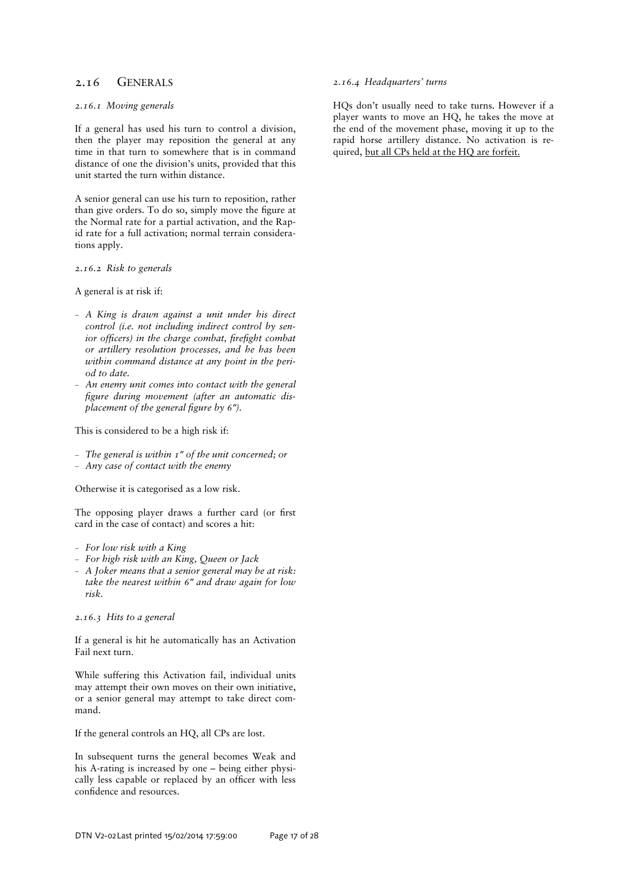## 2.16 Generals

### *2.16.1 Moving generals*

If a general has used his turn to control a division, then the player may reposition the general at any time in that turn to somewhere that is in command distance of one the division's units, provided that this unit started the turn within distance.

A senior general can use his turn to reposition, rather than give orders. To do so, simply move the figure at the Normal rate for a partial activation, and the Rapid rate for a full activation; normal terrain considerations apply.

### *2.16.2 Risk to generals*

A general is at risk if:

- *A King is drawn against a unit under his direct control (i.e. not including indirect control by senior officers) in the charge combat, firefight combat or artillery resolution processes, and he has been within command distance at any point in the period to date.*
- *An enemy unit comes into contact with the general figure during movement (after an automatic displacement of the general figure by 6").*

This is considered to be a high risk if:

- *The general is within 1" of the unit concerned; or*
- *Any case of contact with the enemy*

Otherwise it is categorised as a low risk.

The opposing player draws a further card (or first card in the case of contact) and scores a hit:

- *For low risk with a King*
- *For high risk with an King, Queen or Jack*
- *A Joker means that a senior general may be at risk: take the nearest within 6" and draw again for low risk.*

### *2.16.3 Hits to a general*

If a general is hit he automatically has an Activation Fail next turn.

While suffering this Activation fail, individual units may attempt their own moves on their own initiative, or a senior general may attempt to take direct command.

If the general controls an HQ, all CPs are lost.

In subsequent turns the general becomes Weak and his A-rating is increased by one – being either physically less capable or replaced by an officer with less confidence and resources.

### *2.16.4 Headquarters' turns*

HQs don't usually need to take turns. However if a player wants to move an HQ, he takes the move at the end of the movement phase, moving it up to the rapid horse artillery distance. No activation is required, <u>but all CPs held at the HQ are forfeit.</u>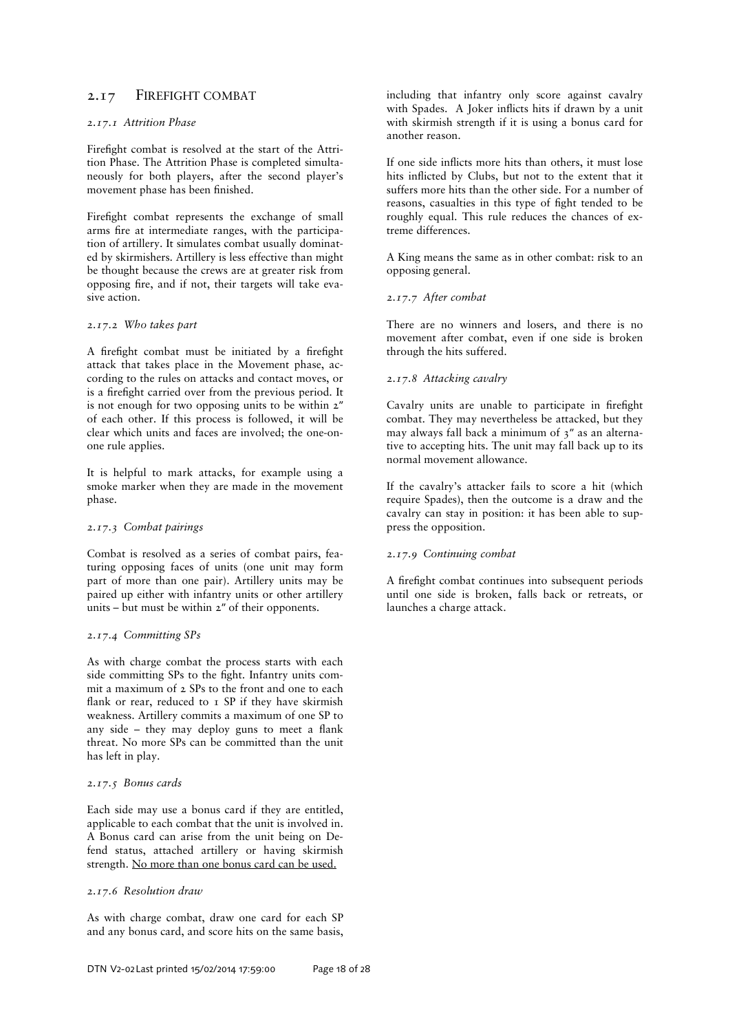## 2.17 FIREFIGHT COMBAT

### *2.17.1 Attrition Phase*

Firefight combat is resolved at the start of the Attrition Phase. The Attrition Phase is completed simultaneously for both players, after the second player's movement phase has been finished.

Firefight combat represents the exchange of small arms fire at intermediate ranges, with the participation of artillery. It simulates combat usually dominated by skirmishers. Artillery is less effective than might be thought because the crews are at greater risk from opposing fire, and if not, their targets will take evasive action.

### *2.17.2 Who takes part*

A firefight combat must be initiated by a firefight attack that takes place in the Movement phase, according to the rules on attacks and contact moves, or is a firefight carried over from the previous period. It is not enough for two opposing units to be within 2″ of each other. If this process is followed, it will be clear which units and faces are involved; the one-on-one rule applies.

It is helpful to mark attacks, for example using a smoke marker when they are made in the movement phase.

### *2.17.3 Combat pairings*

Combat is resolved as a series of combat pairs, featuring opposing faces of units (one unit may form part of more than one pair). Artillery units may be paired up either with infantry units or other artillery units – but must be within 2″ of their opponents.

### *2.17.4 Committing SPs*

As with charge combat the process starts with each side committing SPs to the fight. Infantry units commit a maximum of 2 SPs to the front and one to each flank or rear, reduced to 1 SP if they have skirmish weakness. Artillery commits a maximum of one SP to any side – they may deploy guns to meet a flank threat. No more SPs can be committed than the unit has left in play.

### *2.17.5 Bonus cards*

Each side may use a bonus card if they are entitled, applicable to each combat that the unit is involved in. A Bonus card can arise from the unit being on Defend status, attached artillery or having skirmish strength. <u>No more than one bonus card can be used.</u>

### *2.17.6 Resolution draw*

As with charge combat, draw one card for each SP and any bonus card, and score hits on the same basis, including that infantry only score against cavalry with Spades. A Joker inflicts hits if drawn by a unit with skirmish strength if it is using a bonus card for another reason.

If one side inflicts more hits than others, it must lose hits inflicted by Clubs, but not to the extent that it suffers more hits than the other side. For a number of reasons, casualties in this type of fight tended to be roughly equal. This rule reduces the chances of extreme differences.

A King means the same as in other combat: risk to an opposing general.

### *2.17.7 After combat*

There are no winners and losers, and there is no movement after combat, even if one side is broken through the hits suffered.

### *2.17.8 Attacking cavalry*

Cavalry units are unable to participate in firefight combat. They may nevertheless be attacked, but they may always fall back a minimum of 3″ as an alternative to accepting hits. The unit may fall back up to its normal movement allowance.

If the cavalry's attacker fails to score a hit (which require Spades), then the outcome is a draw and the cavalry can stay in position: it has been able to suppress the opposition.

### *2.17.9 Continuing combat*

A firefight combat continues into subsequent periods until one side is broken, falls back or retreats, or launches a charge attack.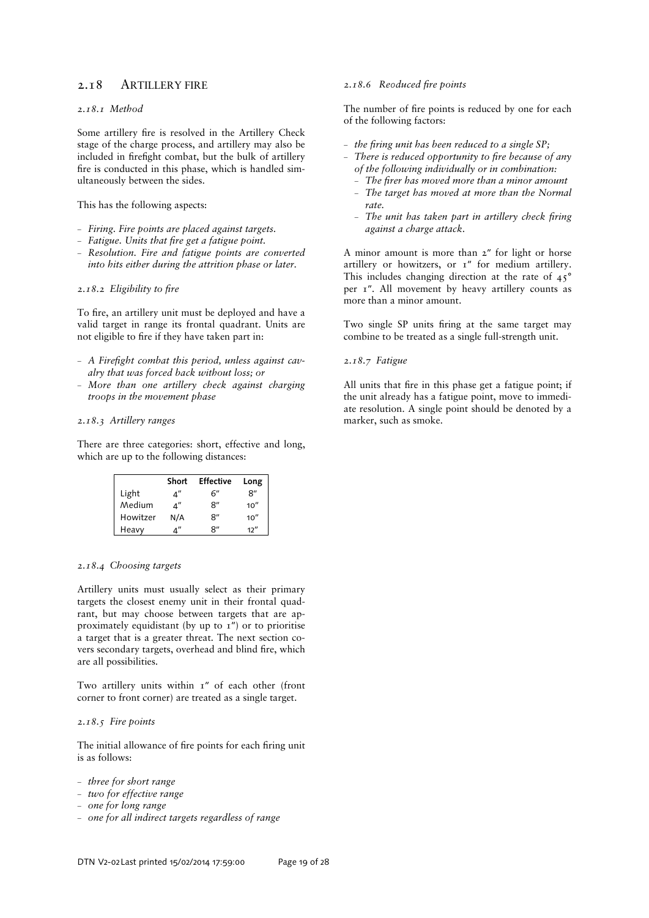## 2.18 ARTILLERY FIRE

### *2.18.1 Method*

Some artillery fire is resolved in the Artillery Check stage of the charge process, and artillery may also be included in firefight combat, but the bulk of artillery fire is conducted in this phase, which is handled simultaneously between the sides.

This has the following aspects:

- *Firing. Fire points are placed against targets.*
- *Fatigue. Units that fire get a fatigue point.*
- *Resolution. Fire and fatigue points are converted into hits either during the attrition phase or later.*

### *2.18.2 Eligibility to fire*

To fire, an artillery unit must be deployed and have a valid target in range its frontal quadrant. Units are not eligible to fire if they have taken part in:

- *A Firefight combat this period, unless against cavalry that was forced back without loss; or*
- *More than one artillery check against charging troops in the movement phase*

### *2.18.3 Artillery ranges*

There are three categories: short, effective and long, which are up to the following distances:

| | Short | Effective | Long |
|---|---|---|---|
| Light | 4″ | 6″ | 8″ |
| Medium | 4″ | 8″ | 10″ |
| Howitzer | N/A | 8″ | 10″ |
| Heavy | 4″ | 8″ | 12″ |

### *2.18.4 Choosing targets*

Artillery units must usually select as their primary targets the closest enemy unit in their frontal quadrant, but may choose between targets that are approximately equidistant (by up to 1″) or to prioritise a target that is a greater threat. The next section covers secondary targets, overhead and blind fire, which are all possibilities.

Two artillery units within 1″ of each other (front corner to front corner) are treated as a single target.

### *2.18.5 Fire points*

The initial allowance of fire points for each firing unit is as follows:

- *three for short range*
- *two for effective range*
- *one for long range*
- *one for all indirect targets regardless of range*

### *2.18.6 Reoduced fire points*

The number of fire points is reduced by one for each of the following factors:

- *the firing unit has been reduced to a single SP;*
- *There is reduced opportunity to fire because of any of the following individually or in combination:*
  - *The firer has moved more than a minor amount*
  - *The target has moved at more than the Normal rate.*
  - *The unit has taken part in artillery check firing against a charge attack.*

A minor amount is more than 2″ for light or horse artillery or howitzers, or 1″ for medium artillery. This includes changing direction at the rate of 45° per 1″. All movement by heavy artillery counts as more than a minor amount.

Two single SP units firing at the same target may combine to be treated as a single full-strength unit.

### *2.18.7 Fatigue*

All units that fire in this phase get a fatigue point; if the unit already has a fatigue point, move to immediate resolution. A single point should be denoted by a marker, such as smoke.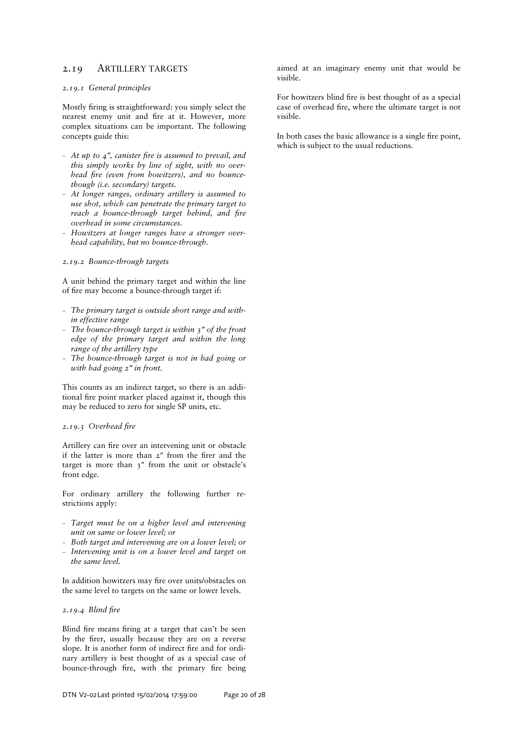## 2.19 Artillery targets

### *2.19.1 General principles*

Mostly firing is straightforward: you simply select the nearest enemy unit and fire at it. However, more complex situations can be important. The following concepts guide this:

- *At up to 4", canister fire is assumed to prevail, and this simply works by line of sight, with no overhead fire (even from howitzers), and no bounce-though (i.e. secondary) targets.*
- *At longer ranges, ordinary artillery is assumed to use shot, which can penetrate the primary target to reach a bounce-through target behind, and fire overhead in some circumstances.*
- *Howitzers at longer ranges have a stronger overhead capability, but no bounce-through.*

### *2.19.2 Bounce-through targets*

A unit behind the primary target and within the line of fire may become a bounce-through target if:

- *The primary target is outside short range and within effective range*
- *The bounce-through target is within 3" of the front edge of the primary target and within the long range of the artillery type*
- *The bounce-through target is not in bad going or with bad going 2" in front.*

This counts as an indirect target, so there is an additional fire point marker placed against it, though this may be reduced to zero for single SP units, etc.

### *2.19.3 Overhead fire*

Artillery can fire over an intervening unit or obstacle if the latter is more than 2" from the firer and the target is more than 3" from the unit or obstacle's front edge.

For ordinary artillery the following further restrictions apply:

- *Target must be on a higher level and intervening unit on same or lower level; or*
- *Both target and intervening are on a lower level; or*
- *Intervening unit is on a lower level and target on the same level.*

In addition howitzers may fire over units/obstacles on the same level to targets on the same or lower levels.

### *2.19.4 Blind fire*

Blind fire means firing at a target that can't be seen by the firer, usually because they are on a reverse slope. It is another form of indirect fire and for ordinary artillery is best thought of as a special case of bounce-through fire, with the primary fire being aimed at an imaginary enemy unit that would be visible.

For howitzers blind fire is best thought of as a special case of overhead fire, where the ultimate target is not visible.

In both cases the basic allowance is a single fire point, which is subject to the usual reductions.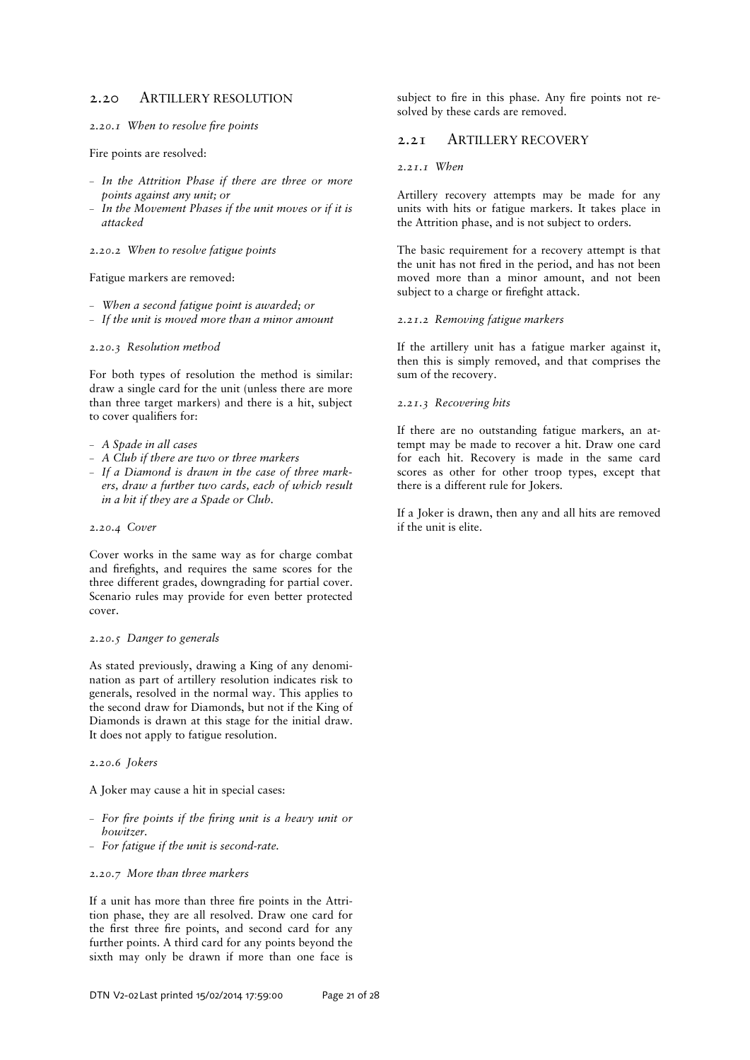## 2.20 Artillery resolution

### *2.20.1 When to resolve fire points*

Fire points are resolved:

- *In the Attrition Phase if there are three or more points against any unit; or*
- *In the Movement Phases if the unit moves or if it is attacked*

### *2.20.2 When to resolve fatigue points*

Fatigue markers are removed:

- *When a second fatigue point is awarded; or*
- *If the unit is moved more than a minor amount*

### *2.20.3 Resolution method*

For both types of resolution the method is similar: draw a single card for the unit (unless there are more than three target markers) and there is a hit, subject to cover qualifiers for:

- *A Spade in all cases*
- *A Club if there are two or three markers*
- *If a Diamond is drawn in the case of three markers, draw a further two cards, each of which result in a hit if they are a Spade or Club.*

### *2.20.4 Cover*

Cover works in the same way as for charge combat and firefights, and requires the same scores for the three different grades, downgrading for partial cover. Scenario rules may provide for even better protected cover.

### *2.20.5 Danger to generals*

As stated previously, drawing a King of any denomination as part of artillery resolution indicates risk to generals, resolved in the normal way. This applies to the second draw for Diamonds, but not if the King of Diamonds is drawn at this stage for the initial draw. It does not apply to fatigue resolution.

### *2.20.6 Jokers*

A Joker may cause a hit in special cases:

- *For fire points if the firing unit is a heavy unit or howitzer.*
- *For fatigue if the unit is second-rate.*

### *2.20.7 More than three markers*

If a unit has more than three fire points in the Attrition phase, they are all resolved. Draw one card for the first three fire points, and second card for any further points. A third card for any points beyond the sixth may only be drawn if more than one face is subject to fire in this phase. Any fire points not resolved by these cards are removed.

## 2.21 Artillery recovery

### *2.21.1 When*

Artillery recovery attempts may be made for any units with hits or fatigue markers. It takes place in the Attrition phase, and is not subject to orders.

The basic requirement for a recovery attempt is that the unit has not fired in the period, and has not been moved more than a minor amount, and not been subject to a charge or firefight attack.

### *2.21.2 Removing fatigue markers*

If the artillery unit has a fatigue marker against it, then this is simply removed, and that comprises the sum of the recovery.

### *2.21.3 Recovering hits*

If there are no outstanding fatigue markers, an attempt may be made to recover a hit. Draw one card for each hit. Recovery is made in the same card scores as other for other troop types, except that there is a different rule for Jokers.

If a Joker is drawn, then any and all hits are removed if the unit is elite.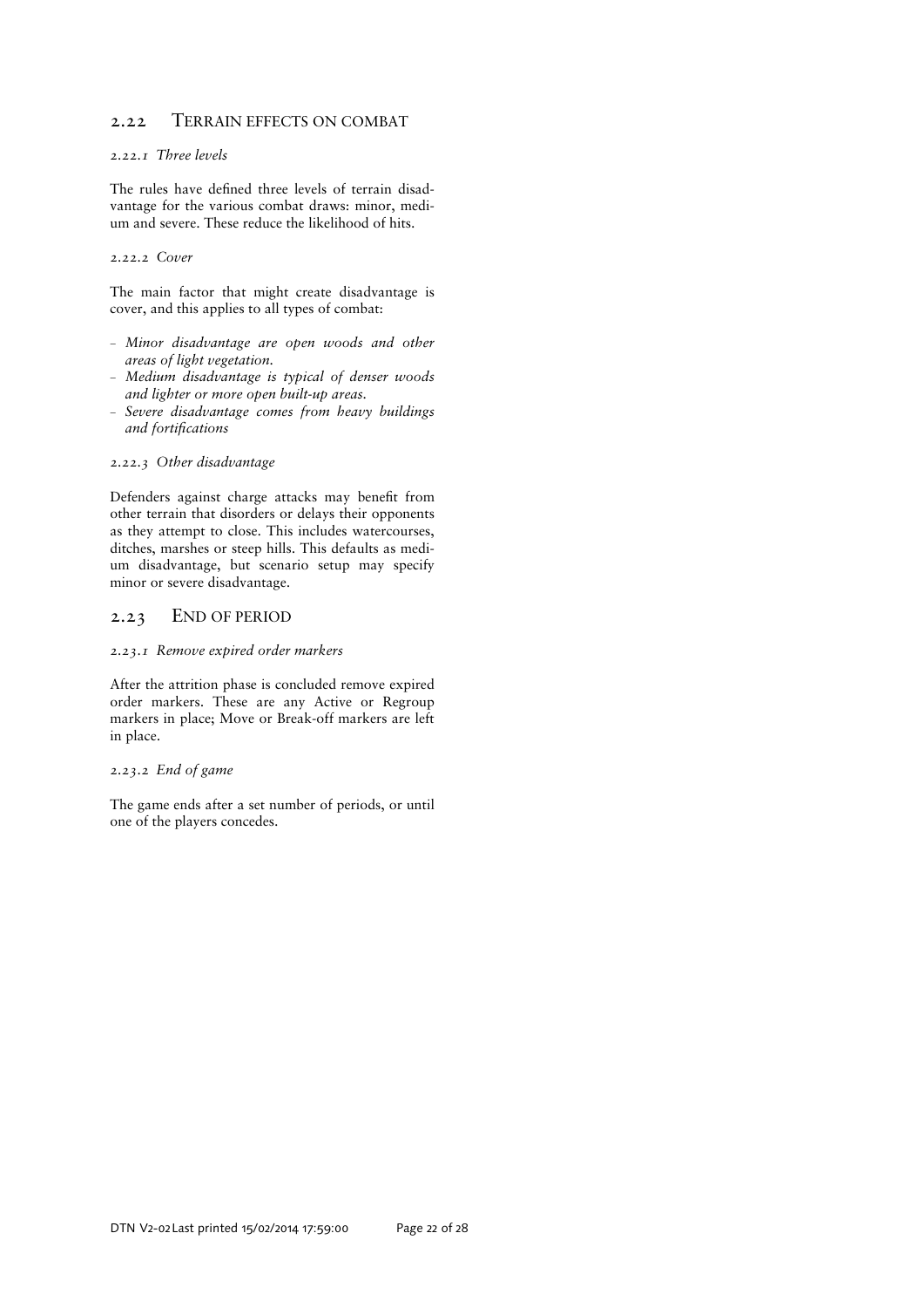## 2.22 TERRAIN EFFECTS ON COMBAT

### *2.22.1 Three levels*

The rules have defined three levels of terrain disadvantage for the various combat draws: minor, medium and severe. These reduce the likelihood of hits.

### *2.22.2 Cover*

The main factor that might create disadvantage is cover, and this applies to all types of combat:

- *Minor disadvantage are open woods and other areas of light vegetation.*
- *Medium disadvantage is typical of denser woods and lighter or more open built-up areas.*
- *Severe disadvantage comes from heavy buildings and fortifications*

### *2.22.3 Other disadvantage*

Defenders against charge attacks may benefit from other terrain that disorders or delays their opponents as they attempt to close. This includes watercourses, ditches, marshes or steep hills. This defaults as medium disadvantage, but scenario setup may specify minor or severe disadvantage.

## 2.23 END OF PERIOD

### *2.23.1 Remove expired order markers*

After the attrition phase is concluded remove expired order markers. These are any Active or Regroup markers in place; Move or Break-off markers are left in place.

### *2.23.2 End of game*

The game ends after a set number of periods, or until one of the players concedes.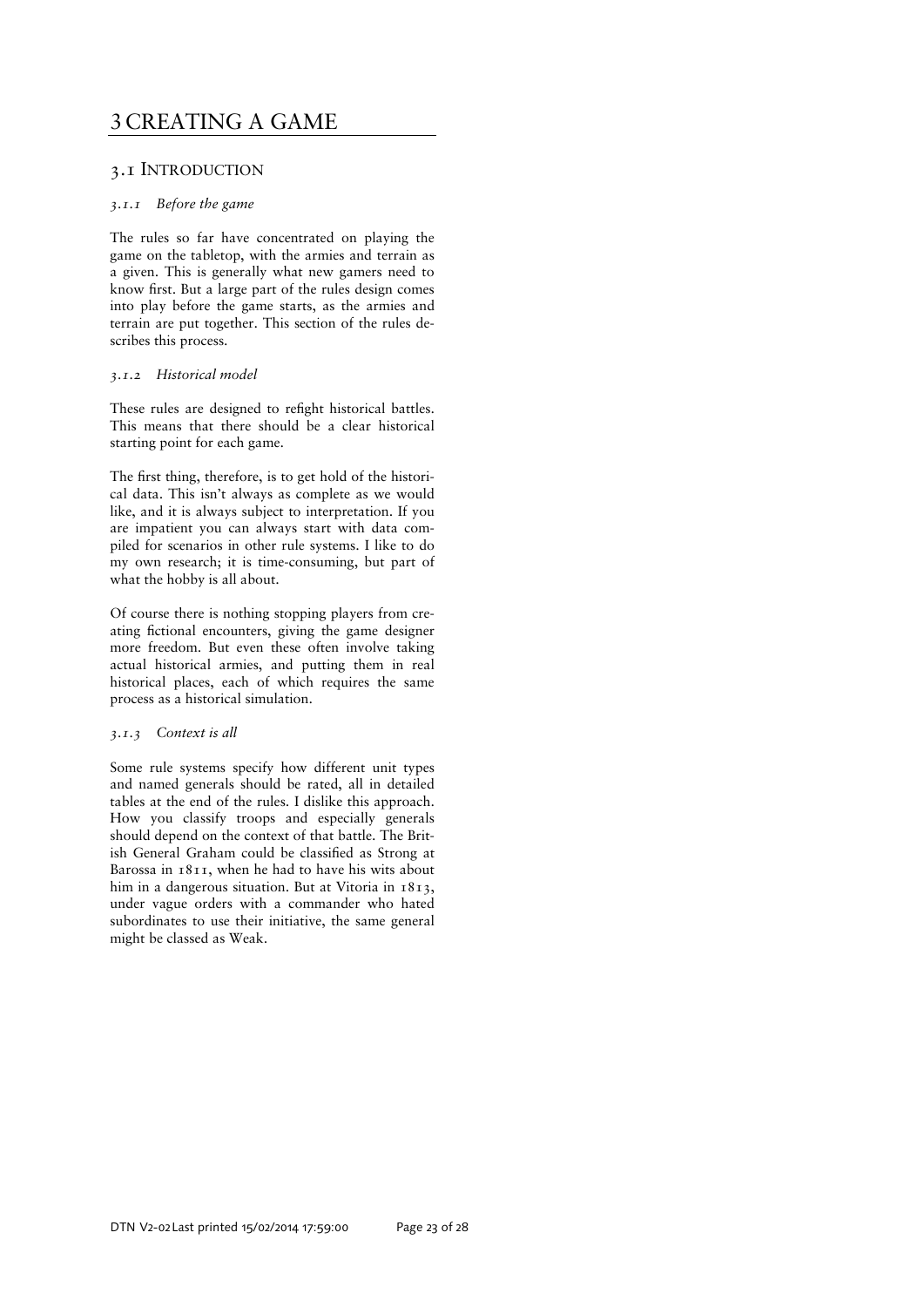# 3 CREATING A GAME

## 3.1 Introduction

### *3.1.1 Before the game*

The rules so far have concentrated on playing the game on the tabletop, with the armies and terrain as a given. This is generally what new gamers need to know first. But a large part of the rules design comes into play before the game starts, as the armies and terrain are put together. This section of the rules describes this process.

### *3.1.2 Historical model*

These rules are designed to refight historical battles. This means that there should be a clear historical starting point for each game.

The first thing, therefore, is to get hold of the historical data. This isn't always as complete as we would like, and it is always subject to interpretation. If you are impatient you can always start with data compiled for scenarios in other rule systems. I like to do my own research; it is time-consuming, but part of what the hobby is all about.

Of course there is nothing stopping players from creating fictional encounters, giving the game designer more freedom. But even these often involve taking actual historical armies, and putting them in real historical places, each of which requires the same process as a historical simulation.

### *3.1.3 Context is all*

Some rule systems specify how different unit types and named generals should be rated, all in detailed tables at the end of the rules. I dislike this approach. How you classify troops and especially generals should depend on the context of that battle. The British General Graham could be classified as Strong at Barossa in 1811, when he had to have his wits about him in a dangerous situation. But at Vitoria in 1813, under vague orders with a commander who hated subordinates to use their initiative, the same general might be classed as Weak.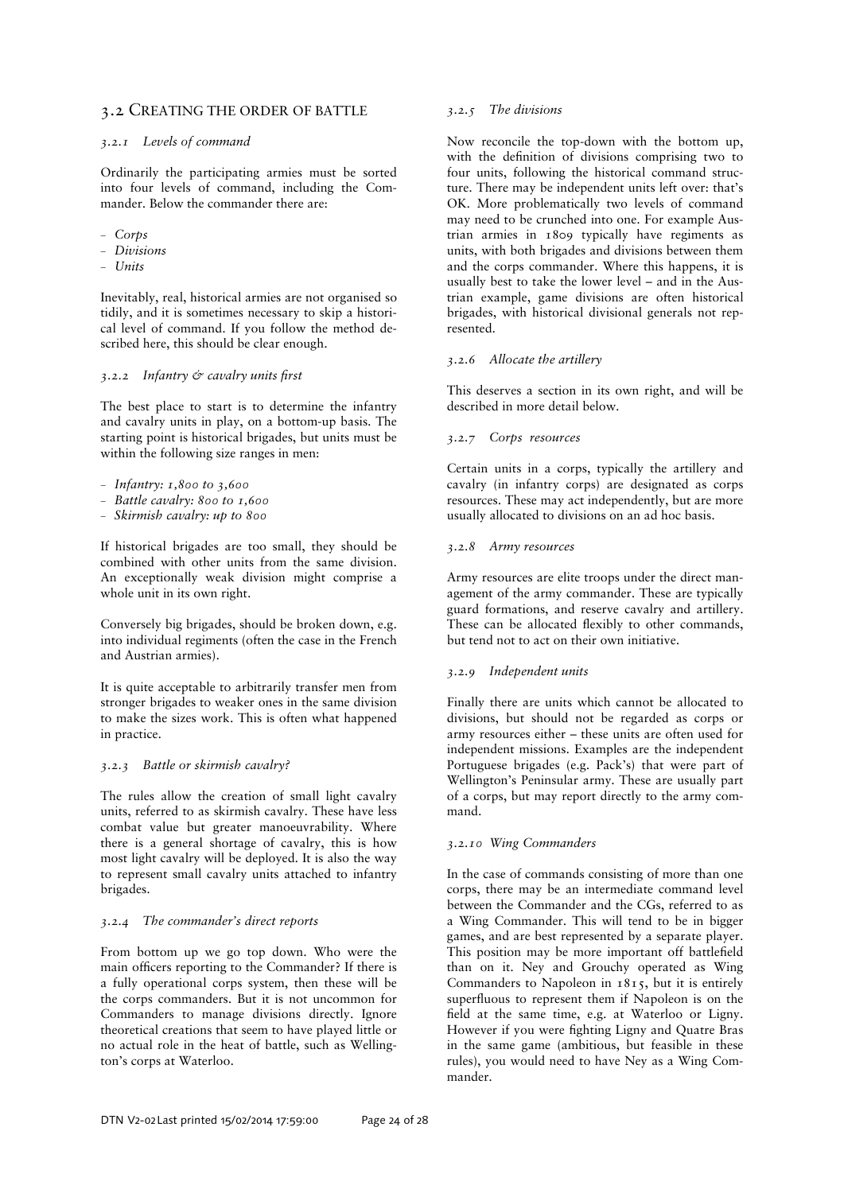## 3.2 Creating the order of battle

### *3.2.1 Levels of command*

Ordinarily the participating armies must be sorted into four levels of command, including the Commander. Below the commander there are:

- *Corps*
- *Divisions*
- *Units*

Inevitably, real, historical armies are not organised so tidily, and it is sometimes necessary to skip a historical level of command. If you follow the method described here, this should be clear enough.

### *3.2.2 Infantry & cavalry units first*

The best place to start is to determine the infantry and cavalry units in play, on a bottom-up basis. The starting point is historical brigades, but units must be within the following size ranges in men:

- *Infantry: 1,800 to 3,600*
- *Battle cavalry: 800 to 1,600*
- *Skirmish cavalry: up to 800*

If historical brigades are too small, they should be combined with other units from the same division. An exceptionally weak division might comprise a whole unit in its own right.

Conversely big brigades, should be broken down, e.g. into individual regiments (often the case in the French and Austrian armies).

It is quite acceptable to arbitrarily transfer men from stronger brigades to weaker ones in the same division to make the sizes work. This is often what happened in practice.

### *3.2.3 Battle or skirmish cavalry?*

The rules allow the creation of small light cavalry units, referred to as skirmish cavalry. These have less combat value but greater manoeuvrability. Where there is a general shortage of cavalry, this is how most light cavalry will be deployed. It is also the way to represent small cavalry units attached to infantry brigades.

### *3.2.4 The commander's direct reports*

From bottom up we go top down. Who were the main officers reporting to the Commander? If there is a fully operational corps system, then these will be the corps commanders. But it is not uncommon for Commanders to manage divisions directly. Ignore theoretical creations that seem to have played little or no actual role in the heat of battle, such as Wellington's corps at Waterloo.

### *3.2.5 The divisions*

Now reconcile the top-down with the bottom up, with the definition of divisions comprising two to four units, following the historical command structure. There may be independent units left over: that's OK. More problematically two levels of command may need to be crunched into one. For example Austrian armies in 1809 typically have regiments as units, with both brigades and divisions between them and the corps commander. Where this happens, it is usually best to take the lower level – and in the Austrian example, game divisions are often historical brigades, with historical divisional generals not represented.

### *3.2.6 Allocate the artillery*

This deserves a section in its own right, and will be described in more detail below.

### *3.2.7 Corps resources*

Certain units in a corps, typically the artillery and cavalry (in infantry corps) are designated as corps resources. These may act independently, but are more usually allocated to divisions on an ad hoc basis.

### *3.2.8 Army resources*

Army resources are elite troops under the direct management of the army commander. These are typically guard formations, and reserve cavalry and artillery. These can be allocated flexibly to other commands, but tend not to act on their own initiative.

### *3.2.9 Independent units*

Finally there are units which cannot be allocated to divisions, but should not be regarded as corps or army resources either – these units are often used for independent missions. Examples are the independent Portuguese brigades (e.g. Pack's) that were part of Wellington's Peninsular army. These are usually part of a corps, but may report directly to the army command.

### *3.2.10 Wing Commanders*

In the case of commands consisting of more than one corps, there may be an intermediate command level between the Commander and the CGs, referred to as a Wing Commander. This will tend to be in bigger games, and are best represented by a separate player. This position may be more important off battlefield than on it. Ney and Grouchy operated as Wing Commanders to Napoleon in 1815, but it is entirely superfluous to represent them if Napoleon is on the field at the same time, e.g. at Waterloo or Ligny. However if you were fighting Ligny and Quatre Bras in the same game (ambitious, but feasible in these rules), you would need to have Ney as a Wing Commander.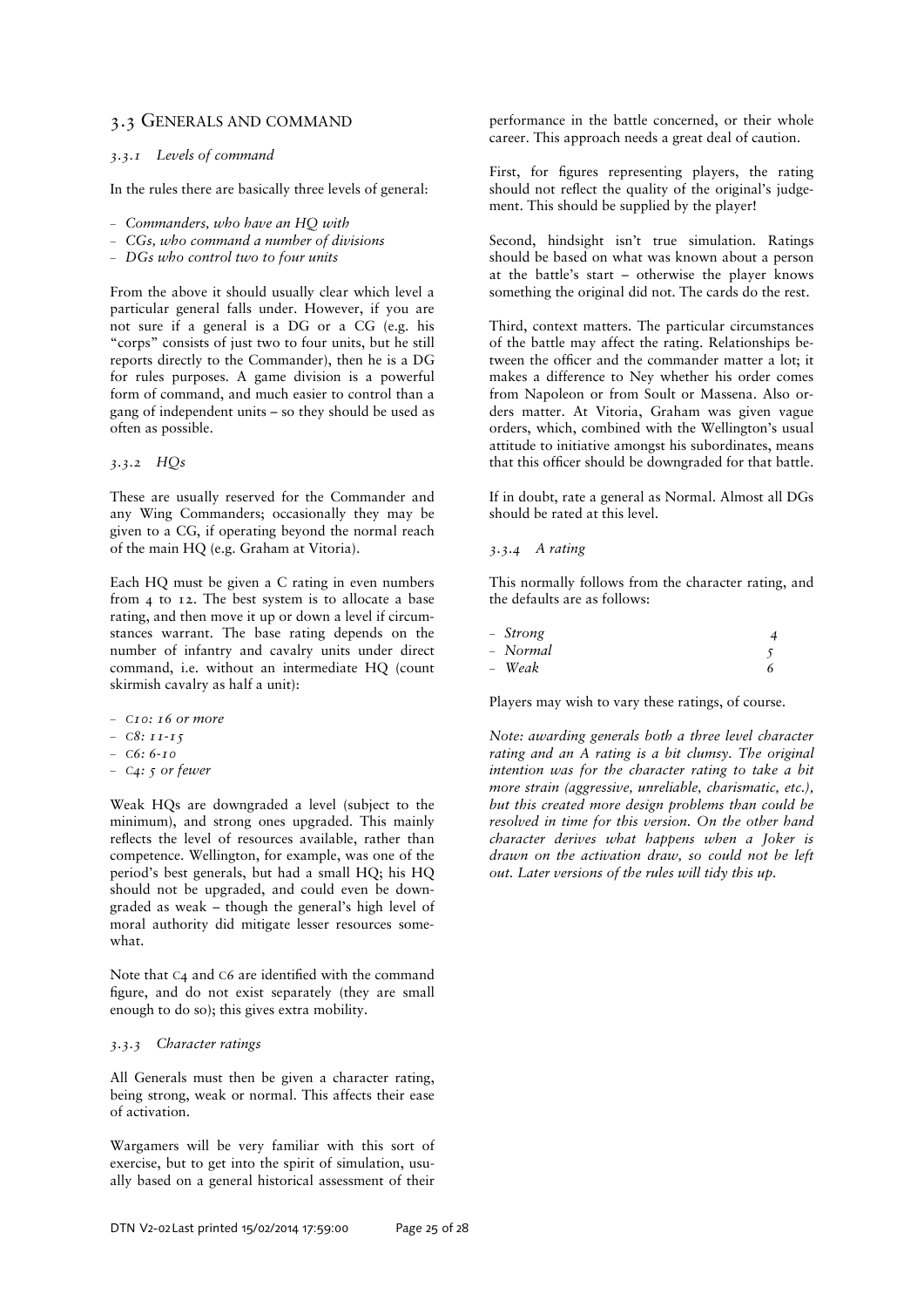## 3.3 Generals and command

### 3.3.1 *Levels of command*

In the rules there are basically three levels of general:

- *Commanders, who have an HQ with*
- *CGs, who command a number of divisions*
- *DGs who control two to four units*

From the above it should usually clear which level a particular general falls under. However, if you are not sure if a general is a DG or a CG (e.g. his "corps" consists of just two to four units, but he still reports directly to the Commander), then he is a DG for rules purposes. A game division is a powerful form of command, and much easier to control than a gang of independent units – so they should be used as often as possible.

### 3.3.2 *HQs*

These are usually reserved for the Commander and any Wing Commanders; occasionally they may be given to a CG, if operating beyond the normal reach of the main HQ (e.g. Graham at Vitoria).

Each HQ must be given a C rating in even numbers from 4 to 12. The best system is to allocate a base rating, and then move it up or down a level if circumstances warrant. The base rating depends on the number of infantry and cavalry units under direct command, i.e. without an intermediate HQ (count skirmish cavalry as half a unit):

- *C10: 16 or more*
- *C8: 11-15*
- *C6: 6-10*
- *C4: 5 or fewer*

Weak HQs are downgraded a level (subject to the minimum), and strong ones upgraded. This mainly reflects the level of resources available, rather than competence. Wellington, for example, was one of the period's best generals, but had a small HQ; his HQ should not be upgraded, and could even be downgraded as weak – though the general's high level of moral authority did mitigate lesser resources somewhat.

Note that C4 and C6 are identified with the command figure, and do not exist separately (they are small enough to do so); this gives extra mobility.

### 3.3.3 *Character ratings*

All Generals must then be given a character rating, being strong, weak or normal. This affects their ease of activation.

Wargamers will be very familiar with this sort of exercise, but to get into the spirit of simulation, usually based on a general historical assessment of their performance in the battle concerned, or their whole career. This approach needs a great deal of caution.

First, for figures representing players, the rating should not reflect the quality of the original's judgement. This should be supplied by the player!

Second, hindsight isn't true simulation. Ratings should be based on what was known about a person at the battle's start – otherwise the player knows something the original did not. The cards do the rest.

Third, context matters. The particular circumstances of the battle may affect the rating. Relationships between the officer and the commander matter a lot; it makes a difference to Ney whether his order comes from Napoleon or from Soult or Massena. Also orders matter. At Vitoria, Graham was given vague orders, which, combined with the Wellington's usual attitude to initiative amongst his subordinates, means that this officer should be downgraded for that battle.

If in doubt, rate a general as Normal. Almost all DGs should be rated at this level.

### 3.3.4 *A rating*

This normally follows from the character rating, and the defaults are as follows:

- *Strong* — *4*
- *Normal* — *5*
- *Weak* — *6*

Players may wish to vary these ratings, of course.

*Note: awarding generals both a three level character rating and an A rating is a bit clumsy. The original intention was for the character rating to take a bit more strain (aggressive, unreliable, charismatic, etc.), but this created more design problems than could be resolved in time for this version. On the other hand character derives what happens when a Joker is drawn on the activation draw, so could not be left out. Later versions of the rules will tidy this up.*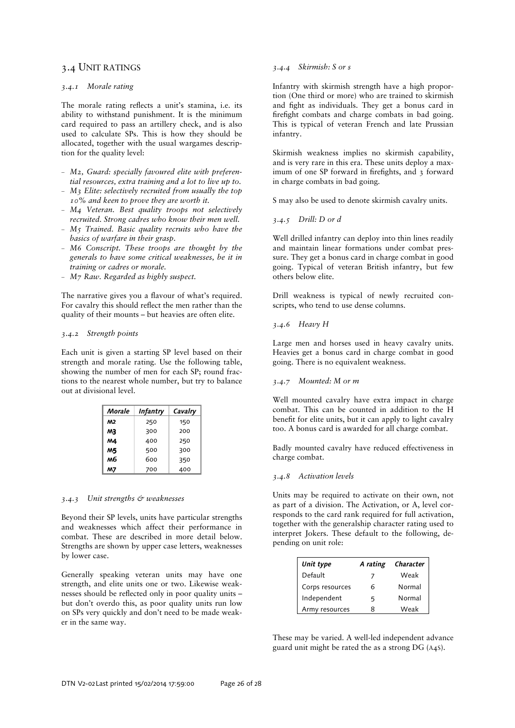## 3.4 Unit ratings

### *3.4.1 Morale rating*

The morale rating reflects a unit's stamina, i.e. its ability to withstand punishment. It is the minimum card required to pass an artillery check, and is also used to calculate SPs. This is how they should be allocated, together with the usual wargames description for the quality level:

- *M2, Guard: specially favoured elite with preferential resources, extra training and a lot to live up to.*
- *M3 Elite: selectively recruited from usually the top 10% and keen to prove they are worth it.*
- *M4 Veteran. Best quality troops not selectively recruited. Strong cadres who know their men well.*
- *M5 Trained. Basic quality recruits who have the basics of warfare in their grasp.*
- *M6 Conscript. These troops are thought by the generals to have some critical weaknesses, be it in training or cadres or morale.*
- *M7 Raw. Regarded as highly suspect.*

The narrative gives you a flavour of what's required. For cavalry this should reflect the men rather than the quality of their mounts – but heavies are often elite.

### *3.4.2 Strength points*

Each unit is given a starting SP level based on their strength and morale rating. Use the following table, showing the number of men for each SP; round fractions to the nearest whole number, but try to balance out at divisional level.

| *Morale* | *Infantry* | *Cavalry* |
|---|---|---|
| **M2** | 250 | 150 |
| **M3** | 300 | 200 |
| **M4** | 400 | 250 |
| **M5** | 500 | 300 |
| **M6** | 600 | 350 |
| **M7** | 700 | 400 |

### *3.4.3 Unit strengths & weaknesses*

Beyond their SP levels, units have particular strengths and weaknesses which affect their performance in combat. These are described in more detail below. Strengths are shown by upper case letters, weaknesses by lower case.

Generally speaking veteran units may have one strength, and elite units one or two. Likewise weaknesses should be reflected only in poor quality units – but don't overdo this, as poor quality units run low on SPs very quickly and don't need to be made weaker in the same way.

### *3.4.4 Skirmish: S or s*

Infantry with skirmish strength have a high proportion (One third or more) who are trained to skirmish and fight as individuals. They get a bonus card in firefight combats and charge combats in bad going. This is typical of veteran French and late Prussian infantry.

Skirmish weakness implies no skirmish capability, and is very rare in this era. These units deploy a maximum of one SP forward in firefights, and 3 forward in charge combats in bad going.

S may also be used to denote skirmish cavalry units.

### *3.4.5 Drill: D or d*

Well drilled infantry can deploy into thin lines readily and maintain linear formations under combat pressure. They get a bonus card in charge combat in good going. Typical of veteran British infantry, but few others below elite.

Drill weakness is typical of newly recruited conscripts, who tend to use dense columns.

### *3.4.6 Heavy H*

Large men and horses used in heavy cavalry units. Heavies get a bonus card in charge combat in good going. There is no equivalent weakness.

### *3.4.7 Mounted: M or m*

Well mounted cavalry have extra impact in charge combat. This can be counted in addition to the H benefit for elite units, but it can apply to light cavalry too. A bonus card is awarded for all charge combat.

Badly mounted cavalry have reduced effectiveness in charge combat.

### *3.4.8 Activation levels*

Units may be required to activate on their own, not as part of a division. The Activation, or A, level corresponds to the card rank required for full activation, together with the generalship character rating used to interpret Jokers. These default to the following, depending on unit role:

| *Unit type* | *A rating* | *Character* |
|---|---|---|
| Default | 7 | Weak |
| Corps resources | 6 | Normal |
| Independent | 5 | Normal |
| Army resources | 8 | Weak |

These may be varied. A well-led independent advance guard unit might be rated the as a strong DG (A4S).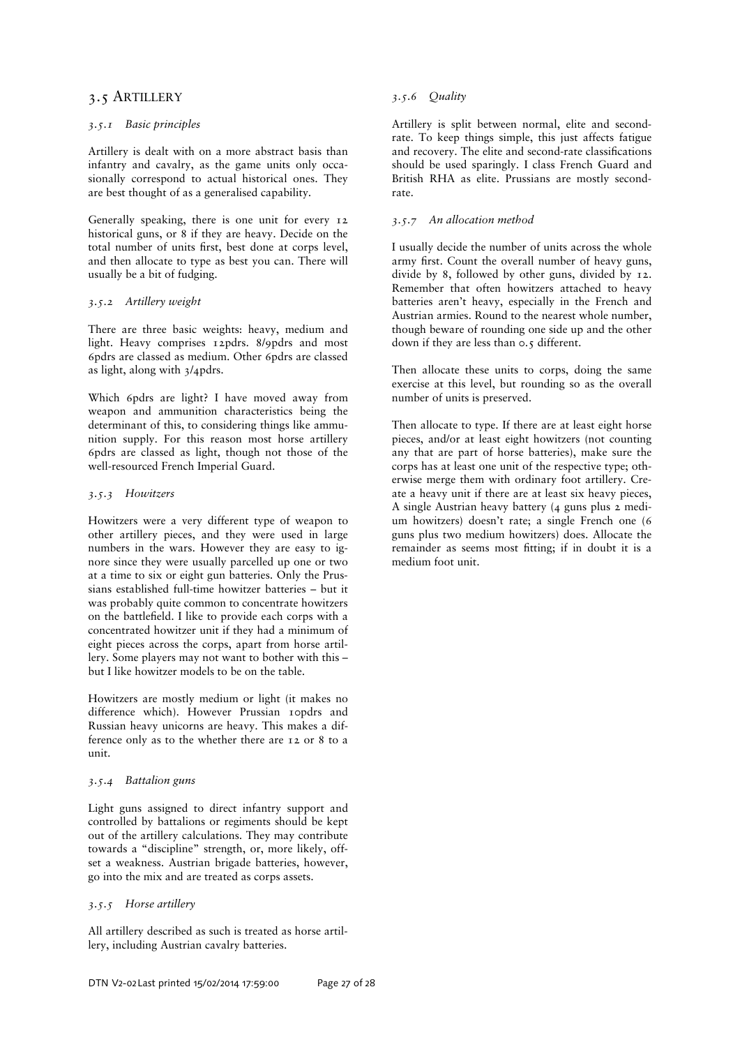## 3.5 Artillery

### *3.5.1 Basic principles*

Artillery is dealt with on a more abstract basis than infantry and cavalry, as the game units only occasionally correspond to actual historical ones. They are best thought of as a generalised capability.

Generally speaking, there is one unit for every 12 historical guns, or 8 if they are heavy. Decide on the total number of units first, best done at corps level, and then allocate to type as best you can. There will usually be a bit of fudging.

### *3.5.2 Artillery weight*

There are three basic weights: heavy, medium and light. Heavy comprises 12pdrs. 8/9pdrs and most 6pdrs are classed as medium. Other 6pdrs are classed as light, along with 3/4pdrs.

Which 6pdrs are light? I have moved away from weapon and ammunition characteristics being the determinant of this, to considering things like ammunition supply. For this reason most horse artillery 6pdrs are classed as light, though not those of the well-resourced French Imperial Guard.

### *3.5.3 Howitzers*

Howitzers were a very different type of weapon to other artillery pieces, and they were used in large numbers in the wars. However they are easy to ignore since they were usually parcelled up one or two at a time to six or eight gun batteries. Only the Prussians established full-time howitzer batteries – but it was probably quite common to concentrate howitzers on the battlefield. I like to provide each corps with a concentrated howitzer unit if they had a minimum of eight pieces across the corps, apart from horse artillery. Some players may not want to bother with this – but I like howitzer models to be on the table.

Howitzers are mostly medium or light (it makes no difference which). However Prussian 10pdrs and Russian heavy unicorns are heavy. This makes a difference only as to the whether there are 12 or 8 to a unit.

### *3.5.4 Battalion guns*

Light guns assigned to direct infantry support and controlled by battalions or regiments should be kept out of the artillery calculations. They may contribute towards a "discipline" strength, or, more likely, offset a weakness. Austrian brigade batteries, however, go into the mix and are treated as corps assets.

### *3.5.5 Horse artillery*

All artillery described as such is treated as horse artillery, including Austrian cavalry batteries.

### *3.5.6 Quality*

Artillery is split between normal, elite and second-rate. To keep things simple, this just affects fatigue and recovery. The elite and second-rate classifications should be used sparingly. I class French Guard and British RHA as elite. Prussians are mostly second-rate.

### *3.5.7 An allocation method*

I usually decide the number of units across the whole army first. Count the overall number of heavy guns, divide by 8, followed by other guns, divided by 12. Remember that often howitzers attached to heavy batteries aren't heavy, especially in the French and Austrian armies. Round to the nearest whole number, though beware of rounding one side up and the other down if they are less than 0.5 different.

Then allocate these units to corps, doing the same exercise at this level, but rounding so as the overall number of units is preserved.

Then allocate to type. If there are at least eight horse pieces, and/or at least eight howitzers (not counting any that are part of horse batteries), make sure the corps has at least one unit of the respective type; otherwise merge them with ordinary foot artillery. Create a heavy unit if there are at least six heavy pieces, A single Austrian heavy battery (4 guns plus 2 medium howitzers) doesn't rate; a single French one (6 guns plus two medium howitzers) does. Allocate the remainder as seems most fitting; if in doubt it is a medium foot unit.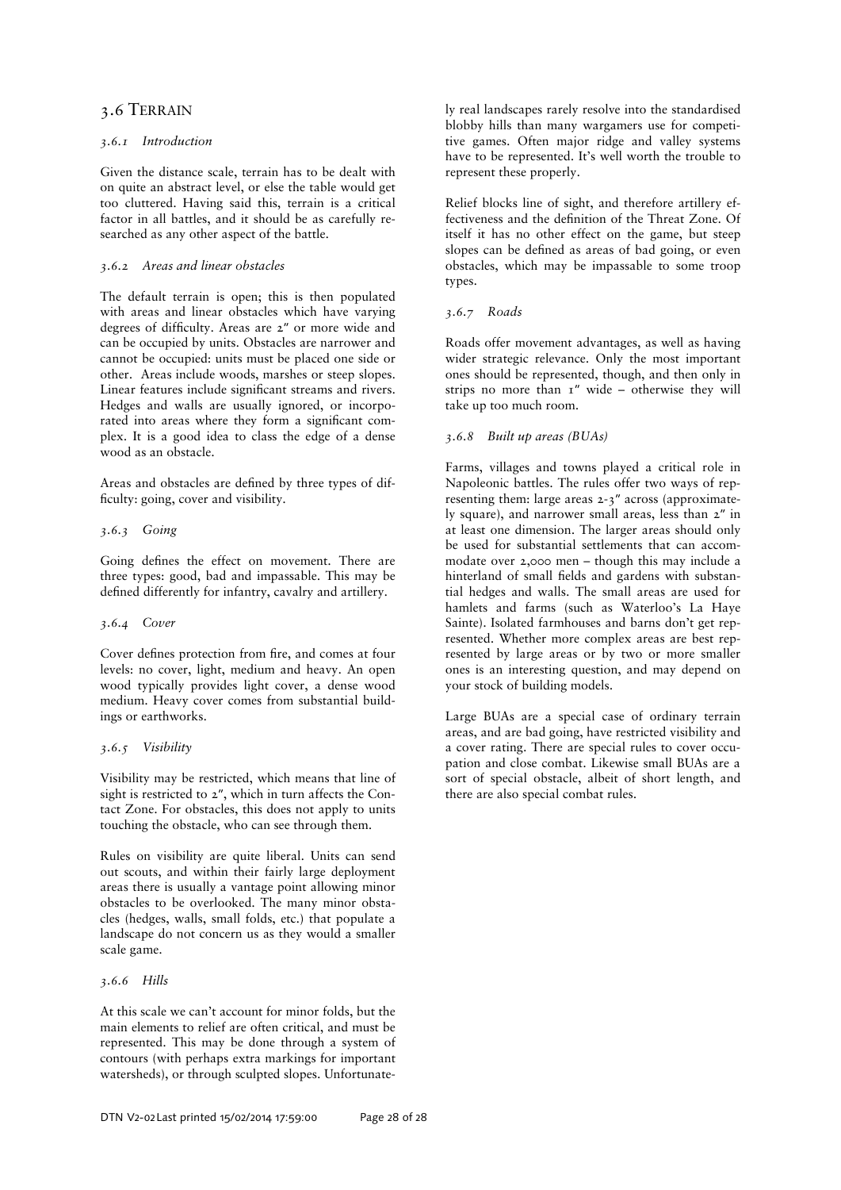## 3.6 Terrain

### *3.6.1 Introduction*

Given the distance scale, terrain has to be dealt with on quite an abstract level, or else the table would get too cluttered. Having said this, terrain is a critical factor in all battles, and it should be as carefully researched as any other aspect of the battle.

### *3.6.2 Areas and linear obstacles*

The default terrain is open; this is then populated with areas and linear obstacles which have varying degrees of difficulty. Areas are 2" or more wide and can be occupied by units. Obstacles are narrower and cannot be occupied: units must be placed one side or other. Areas include woods, marshes or steep slopes. Linear features include significant streams and rivers. Hedges and walls are usually ignored, or incorporated into areas where they form a significant complex. It is a good idea to class the edge of a dense wood as an obstacle.

Areas and obstacles are defined by three types of difficulty: going, cover and visibility.

### *3.6.3 Going*

Going defines the effect on movement. There are three types: good, bad and impassable. This may be defined differently for infantry, cavalry and artillery.

### *3.6.4 Cover*

Cover defines protection from fire, and comes at four levels: no cover, light, medium and heavy. An open wood typically provides light cover, a dense wood medium. Heavy cover comes from substantial buildings or earthworks.

### *3.6.5 Visibility*

Visibility may be restricted, which means that line of sight is restricted to 2", which in turn affects the Contact Zone. For obstacles, this does not apply to units touching the obstacle, who can see through them.

Rules on visibility are quite liberal. Units can send out scouts, and within their fairly large deployment areas there is usually a vantage point allowing minor obstacles to be overlooked. The many minor obstacles (hedges, walls, small folds, etc.) that populate a landscape do not concern us as they would a smaller scale game.

### *3.6.6 Hills*

At this scale we can't account for minor folds, but the main elements to relief are often critical, and must be represented. This may be done through a system of contours (with perhaps extra markings for important watersheds), or through sculpted slopes. Unfortunately real landscapes rarely resolve into the standardised blobby hills than many wargamers use for competitive games. Often major ridge and valley systems have to be represented. It's well worth the trouble to represent these properly.

Relief blocks line of sight, and therefore artillery effectiveness and the definition of the Threat Zone. Of itself it has no other effect on the game, but steep slopes can be defined as areas of bad going, or even obstacles, which may be impassable to some troop types.

### *3.6.7 Roads*

Roads offer movement advantages, as well as having wider strategic relevance. Only the most important ones should be represented, though, and then only in strips no more than 1" wide – otherwise they will take up too much room.

### *3.6.8 Built up areas (BUAs)*

Farms, villages and towns played a critical role in Napoleonic battles. The rules offer two ways of representing them: large areas 2-3" across (approximately square), and narrower small areas, less than 2" in at least one dimension. The larger areas should only be used for substantial settlements that can accommodate over 2,000 men – though this may include a hinterland of small fields and gardens with substantial hedges and walls. The small areas are used for hamlets and farms (such as Waterloo's La Haye Sainte). Isolated farmhouses and barns don't get represented. Whether more complex areas are best represented by large areas or by two or more smaller ones is an interesting question, and may depend on your stock of building models.

Large BUAs are a special case of ordinary terrain areas, and are bad going, have restricted visibility and a cover rating. There are special rules to cover occupation and close combat. Likewise small BUAs are a sort of special obstacle, albeit of short length, and there are also special combat rules.